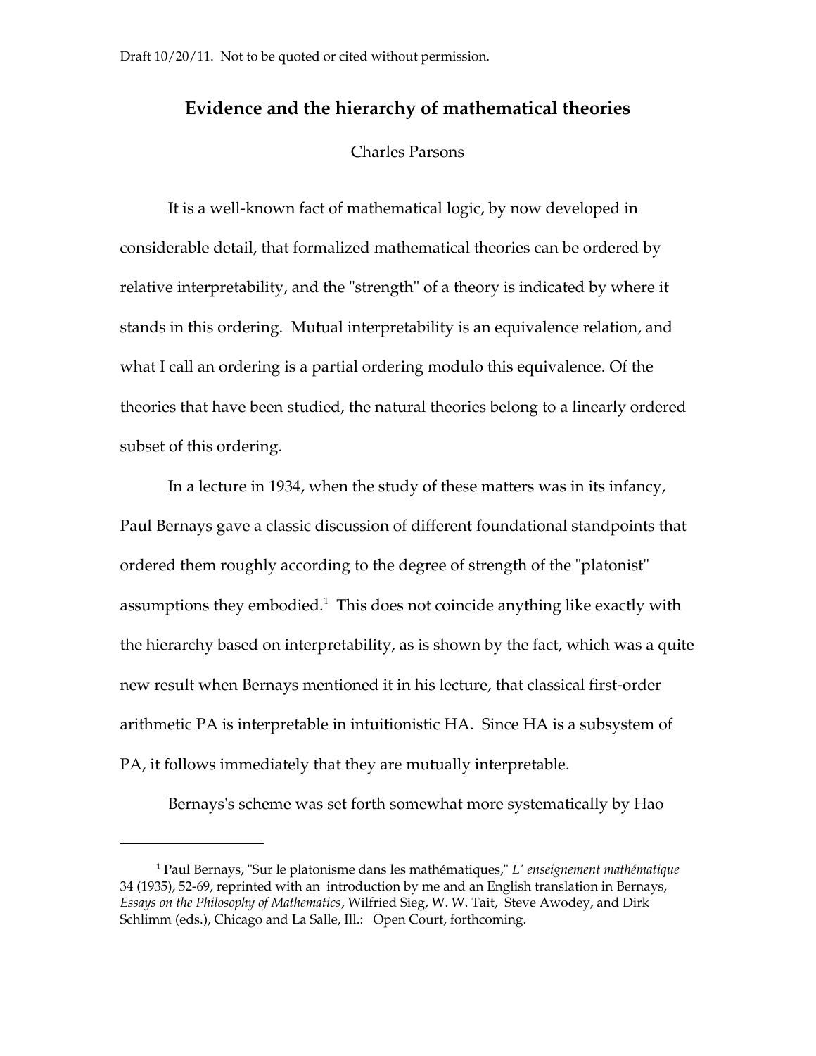Draft 10/20/11. Not to be quoted or cited without permission.

# Evidence and the hierarchy of mathematical theories

Charles Parsons

It is a well-known fact of mathematical logic, by now developed in considerable detail, that formalized mathematical theories can be ordered by relative interpretability, and the "strength" of a theory is indicated by where it stands in this ordering. Mutual interpretability is an equivalence relation, and what I call an ordering is a partial ordering modulo this equivalence. Of the theories that have been studied, the natural theories belong to a linearly ordered subset of this ordering.

In a lecture in 1934, when the study of these matters was in its infancy, Paul Bernays gave a classic discussion of different foundational standpoints that ordered them roughly according to the degree of strength of the "platonist" assumptions they embodied.[1] This does not coincide anything like exactly with the hierarchy based on interpretability, as is shown by the fact, which was a quite new result when Bernays mentioned it in his lecture, that classical first-order arithmetic PA is interpretable in intuitionistic HA. Since HA is a subsystem of PA, it follows immediately that they are mutually interpretable.

Bernays's scheme was set forth somewhat more systematically by Hao

---

[1] Paul Bernays, "Sur le platonisme dans les mathématiques," *L' enseignement mathématique* 34 (1935), 52-69, reprinted with an introduction by me and an English translation in Bernays, *Essays on the Philosophy of Mathematics*, Wilfried Sieg, W. W. Tait, Steve Awodey, and Dirk Schlimm (eds.), Chicago and La Salle, Ill.: Open Court, forthcoming.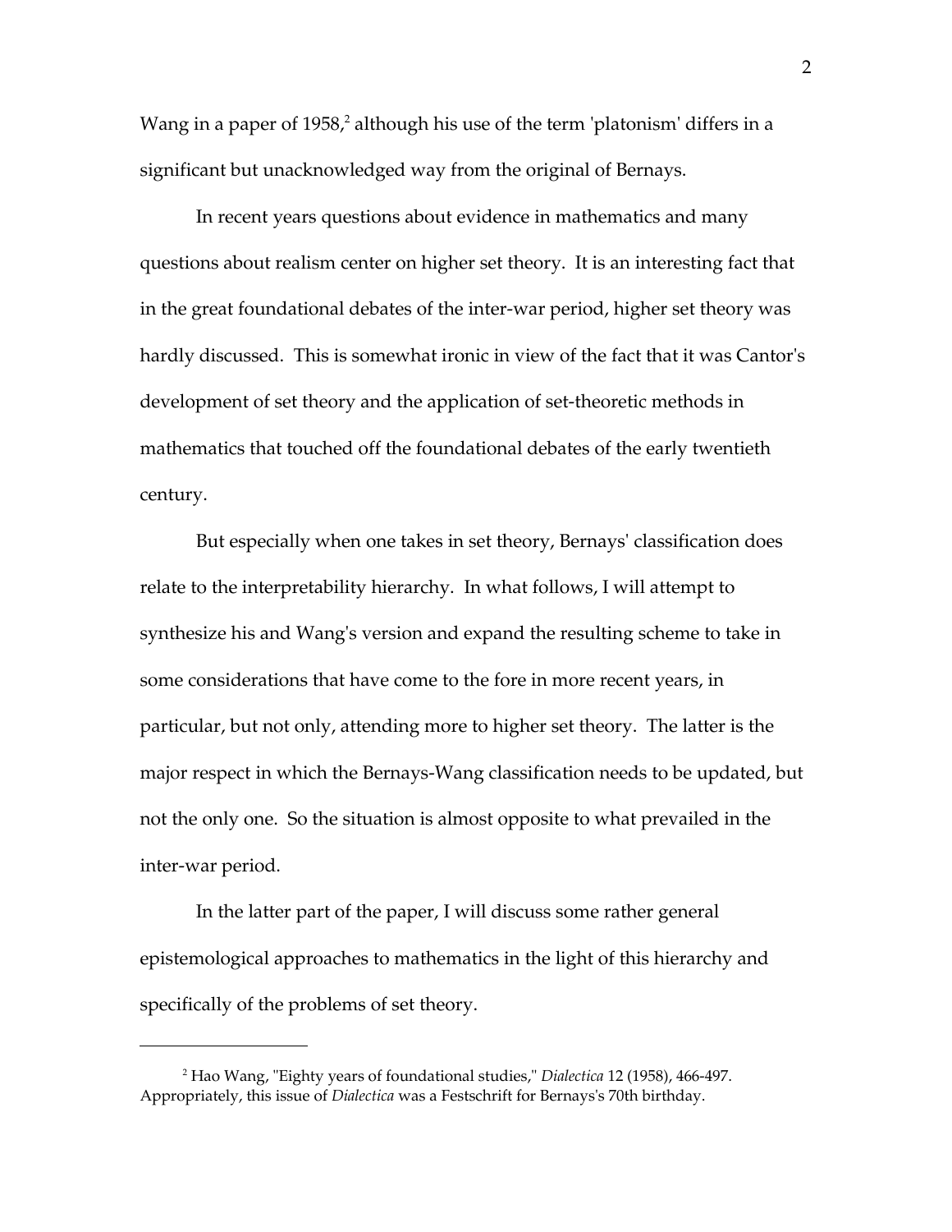Wang in a paper of 1958,[2] although his use of the term 'platonism' differs in a significant but unacknowledged way from the original of Bernays.

In recent years questions about evidence in mathematics and many questions about realism center on higher set theory. It is an interesting fact that in the great foundational debates of the inter-war period, higher set theory was hardly discussed. This is somewhat ironic in view of the fact that it was Cantor's development of set theory and the application of set-theoretic methods in mathematics that touched off the foundational debates of the early twentieth century.

But especially when one takes in set theory, Bernays' classification does relate to the interpretability hierarchy. In what follows, I will attempt to synthesize his and Wang's version and expand the resulting scheme to take in some considerations that have come to the fore in more recent years, in particular, but not only, attending more to higher set theory. The latter is the major respect in which the Bernays-Wang classification needs to be updated, but not the only one. So the situation is almost opposite to what prevailed in the inter-war period.

In the latter part of the paper, I will discuss some rather general epistemological approaches to mathematics in the light of this hierarchy and specifically of the problems of set theory.

---

[2] Hao Wang, "Eighty years of foundational studies," *Dialectica* 12 (1958), 466-497. Appropriately, this issue of *Dialectica* was a Festschrift for Bernays's 70th birthday.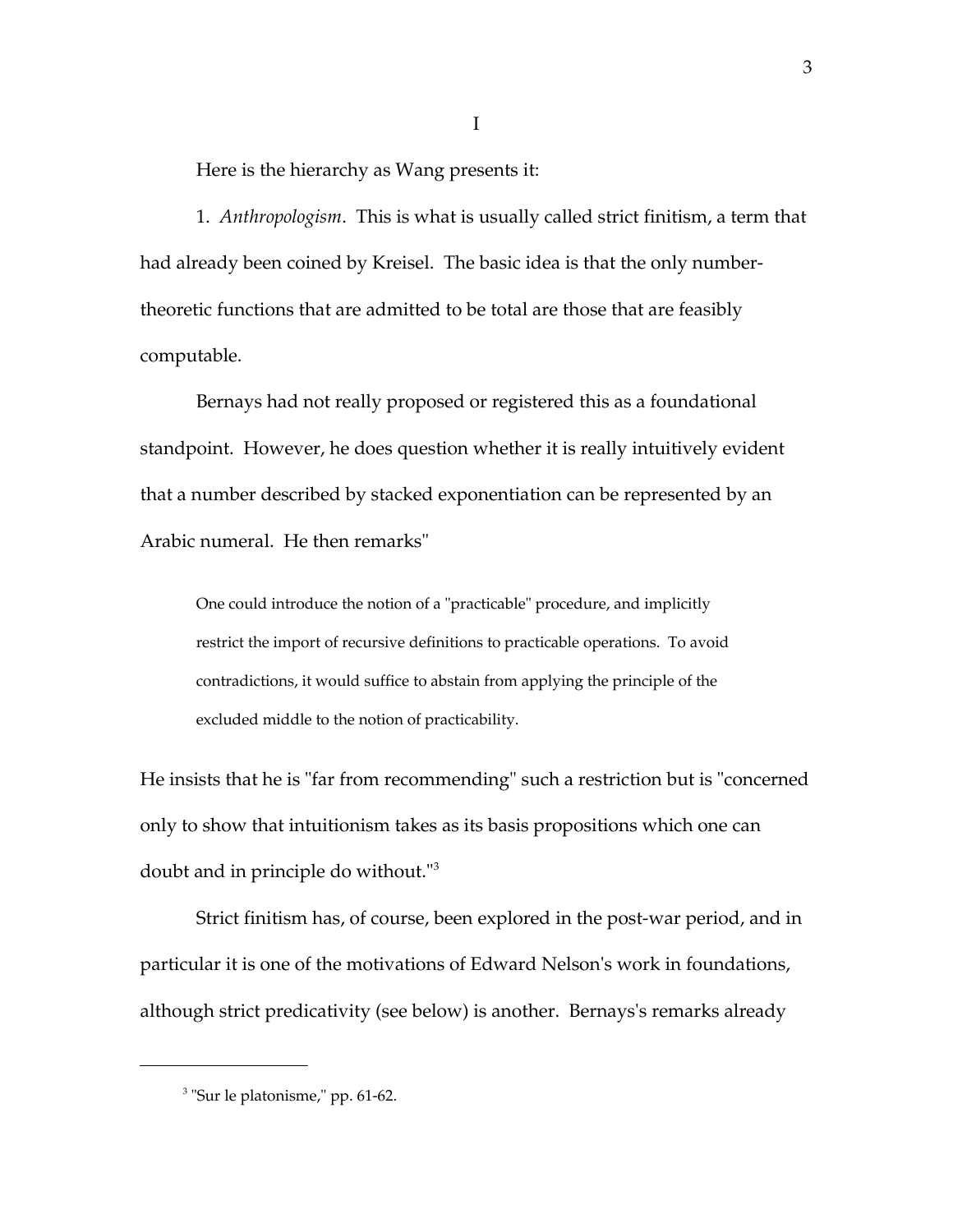# I

Here is the hierarchy as Wang presents it:

1. *Anthropologism*. This is what is usually called strict finitism, a term that had already been coined by Kreisel. The basic idea is that the only number-theoretic functions that are admitted to be total are those that are feasibly computable.

Bernays had not really proposed or registered this as a foundational standpoint. However, he does question whether it is really intuitively evident that a number described by stacked exponentiation can be represented by an Arabic numeral. He then remarks"

> One could introduce the notion of a "practicable" procedure, and implicitly restrict the import of recursive definitions to practicable operations. To avoid contradictions, it would suffice to abstain from applying the principle of the excluded middle to the notion of practicability.

He insists that he is "far from recommending" such a restriction but is "concerned only to show that intuitionism takes as its basis propositions which one can doubt and in principle do without."[3]

Strict finitism has, of course, been explored in the post-war period, and in particular it is one of the motivations of Edward Nelson's work in foundations, although strict predicativity (see below) is another. Bernays's remarks already

[3] "Sur le platonisme," pp. 61-62.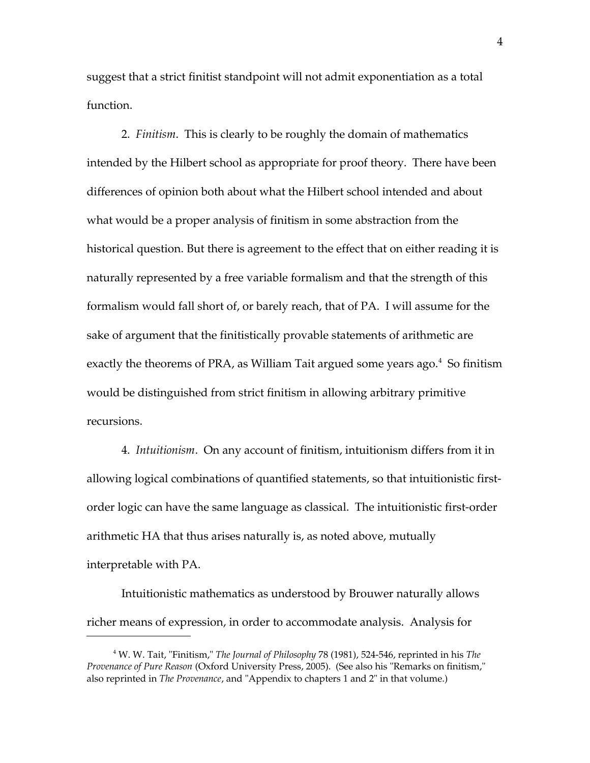suggest that a strict finitist standpoint will not admit exponentiation as a total function.

2. *Finitism*. This is clearly to be roughly the domain of mathematics intended by the Hilbert school as appropriate for proof theory. There have been differences of opinion both about what the Hilbert school intended and about what would be a proper analysis of finitism in some abstraction from the historical question. But there is agreement to the effect that on either reading it is naturally represented by a free variable formalism and that the strength of this formalism would fall short of, or barely reach, that of PA. I will assume for the sake of argument that the finitistically provable statements of arithmetic are exactly the theorems of PRA, as William Tait argued some years ago.[4] So finitism would be distinguished from strict finitism in allowing arbitrary primitive recursions.

4. *Intuitionism*. On any account of finitism, intuitionism differs from it in allowing logical combinations of quantified statements, so that intuitionistic first-order logic can have the same language as classical. The intuitionistic first-order arithmetic HA that thus arises naturally is, as noted above, mutually interpretable with PA.

Intuitionistic mathematics as understood by Brouwer naturally allows richer means of expression, in order to accommodate analysis. Analysis for

[4] W. W. Tait, "Finitism," *The Journal of Philosophy* 78 (1981), 524-546, reprinted in his *The Provenance of Pure Reason* (Oxford University Press, 2005). (See also his "Remarks on finitism," also reprinted in *The Provenance*, and "Appendix to chapters 1 and 2" in that volume.)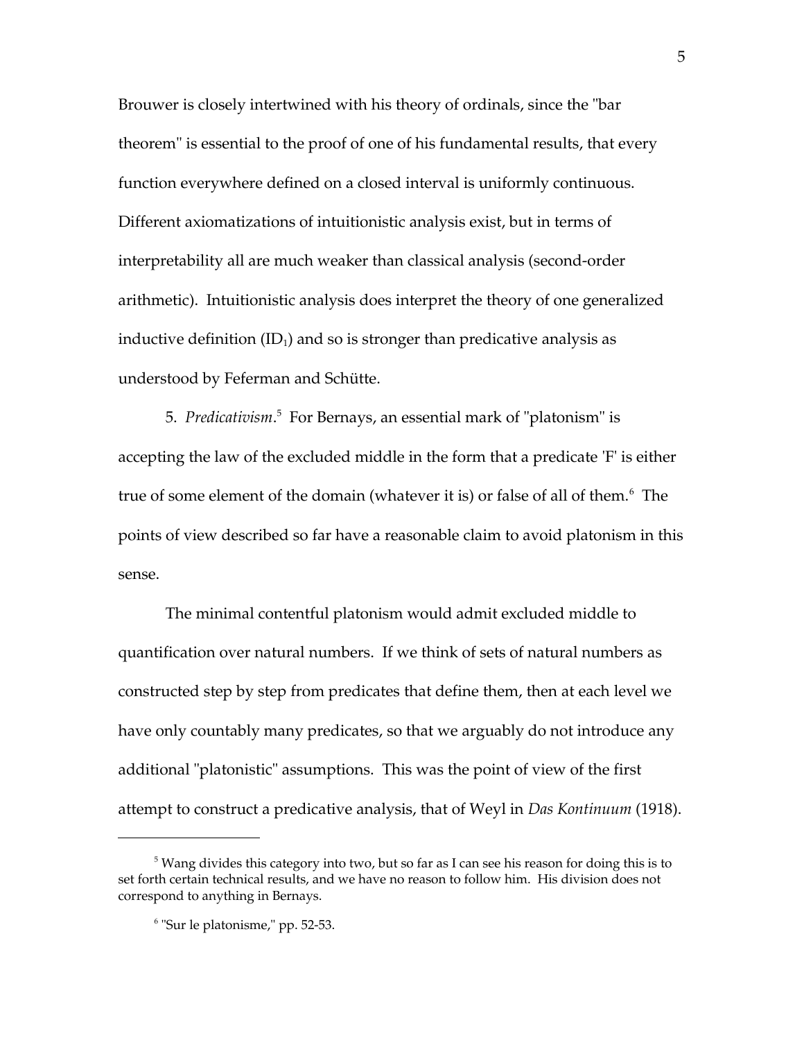Brouwer is closely intertwined with his theory of ordinals, since the "bar theorem" is essential to the proof of one of his fundamental results, that every function everywhere defined on a closed interval is uniformly continuous. Different axiomatizations of intuitionistic analysis exist, but in terms of interpretability all are much weaker than classical analysis (second-order arithmetic). Intuitionistic analysis does interpret the theory of one generalized inductive definition ($ID_1$) and so is stronger than predicative analysis as understood by Feferman and Schütte.

5. *Predicativism*.[5] For Bernays, an essential mark of "platonism" is accepting the law of the excluded middle in the form that a predicate 'F' is either true of some element of the domain (whatever it is) or false of all of them.[6] The points of view described so far have a reasonable claim to avoid platonism in this sense.

The minimal contentful platonism would admit excluded middle to quantification over natural numbers. If we think of sets of natural numbers as constructed step by step from predicates that define them, then at each level we have only countably many predicates, so that we arguably do not introduce any additional "platonistic" assumptions. This was the point of view of the first attempt to construct a predicative analysis, that of Weyl in *Das Kontinuum* (1918).

---

[5] Wang divides this category into two, but so far as I can see his reason for doing this is to set forth certain technical results, and we have no reason to follow him. His division does not correspond to anything in Bernays.

[6] "Sur le platonisme," pp. 52-53.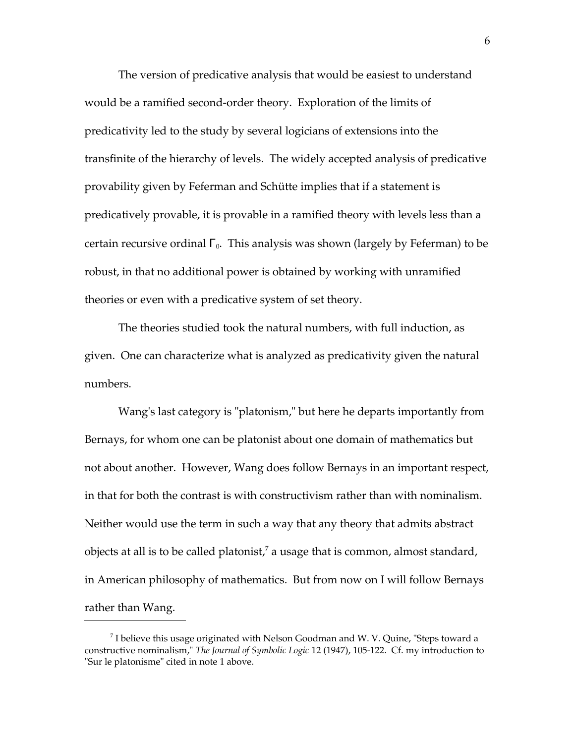The version of predicative analysis that would be easiest to understand would be a ramified second-order theory. Exploration of the limits of predicativity led to the study by several logicians of extensions into the transfinite of the hierarchy of levels. The widely accepted analysis of predicative provability given by Feferman and Schütte implies that if a statement is predicatively provable, it is provable in a ramified theory with levels less than a certain recursive ordinal $\Gamma_0$. This analysis was shown (largely by Feferman) to be robust, in that no additional power is obtained by working with unramified theories or even with a predicative system of set theory.

The theories studied took the natural numbers, with full induction, as given. One can characterize what is analyzed as predicativity given the natural numbers.

Wang's last category is "platonism," but here he departs importantly from Bernays, for whom one can be platonist about one domain of mathematics but not about another. However, Wang does follow Bernays in an important respect, in that for both the contrast is with constructivism rather than with nominalism. Neither would use the term in such a way that any theory that admits abstract objects at all is to be called platonist,[7] a usage that is common, almost standard, in American philosophy of mathematics. But from now on I will follow Bernays rather than Wang.

---

[7] I believe this usage originated with Nelson Goodman and W. V. Quine, "Steps toward a constructive nominalism," *The Journal of Symbolic Logic* 12 (1947), 105-122. Cf. my introduction to "Sur le platonisme" cited in note 1 above.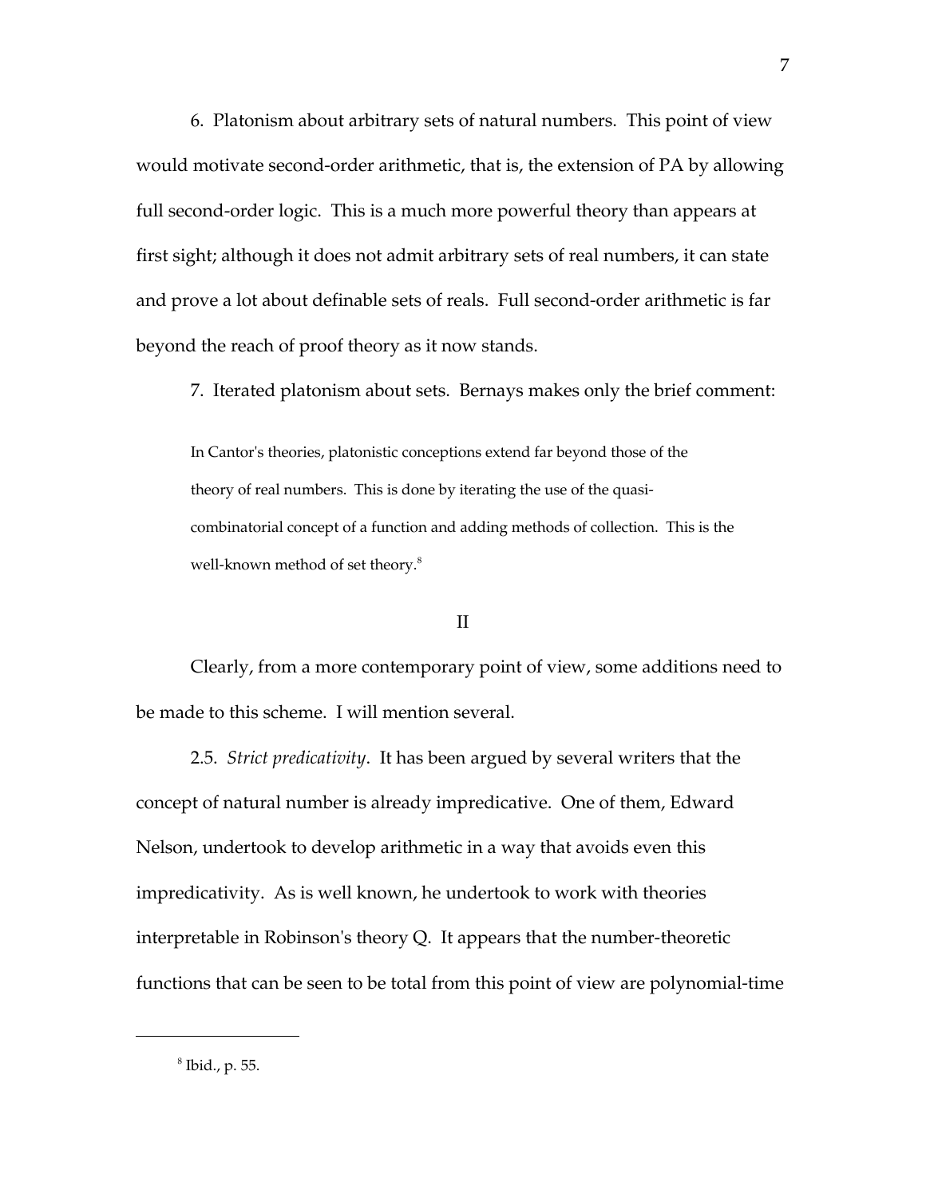6. Platonism about arbitrary sets of natural numbers. This point of view would motivate second-order arithmetic, that is, the extension of PA by allowing full second-order logic. This is a much more powerful theory than appears at first sight; although it does not admit arbitrary sets of real numbers, it can state and prove a lot about definable sets of reals. Full second-order arithmetic is far beyond the reach of proof theory as it now stands.

7. Iterated platonism about sets. Bernays makes only the brief comment:

> In Cantor's theories, platonistic conceptions extend far beyond those of the theory of real numbers. This is done by iterating the use of the quasi-combinatorial concept of a function and adding methods of collection. This is the well-known method of set theory.[8]

## II

Clearly, from a more contemporary point of view, some additions need to be made to this scheme. I will mention several.

2.5. *Strict predicativity*. It has been argued by several writers that the concept of natural number is already impredicative. One of them, Edward Nelson, undertook to develop arithmetic in a way that avoids even this impredicativity. As is well known, he undertook to work with theories interpretable in Robinson's theory Q. It appears that the number-theoretic functions that can be seen to be total from this point of view are polynomial-time

[8] Ibid., p. 55.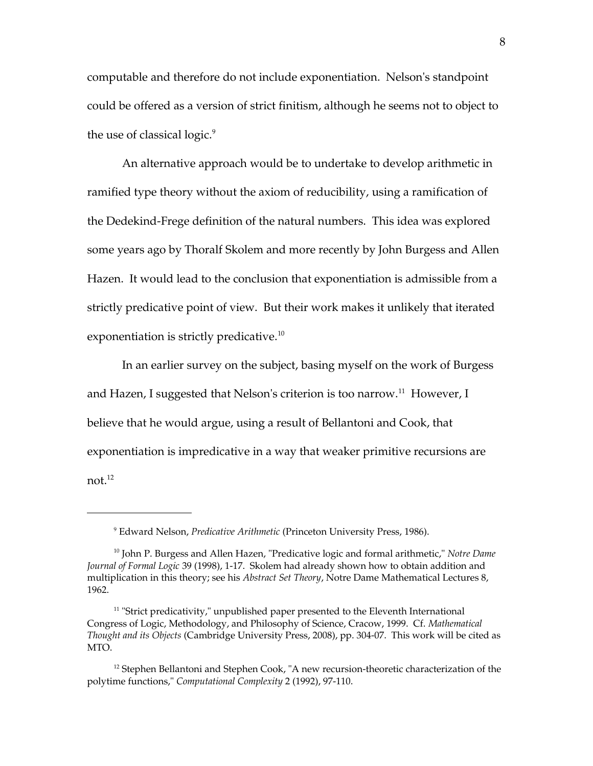computable and therefore do not include exponentiation. Nelson's standpoint could be offered as a version of strict finitism, although he seems not to object to the use of classical logic.[9]

An alternative approach would be to undertake to develop arithmetic in ramified type theory without the axiom of reducibility, using a ramification of the Dedekind-Frege definition of the natural numbers. This idea was explored some years ago by Thoralf Skolem and more recently by John Burgess and Allen Hazen. It would lead to the conclusion that exponentiation is admissible from a strictly predicative point of view. But their work makes it unlikely that iterated exponentiation is strictly predicative.[10]

In an earlier survey on the subject, basing myself on the work of Burgess and Hazen, I suggested that Nelson's criterion is too narrow.[11] However, I believe that he would argue, using a result of Bellantoni and Cook, that exponentiation is impredicative in a way that weaker primitive recursions are not.[12]

---

[9] Edward Nelson, *Predicative Arithmetic* (Princeton University Press, 1986).

[10] John P. Burgess and Allen Hazen, "Predicative logic and formal arithmetic," *Notre Dame Journal of Formal Logic* 39 (1998), 1-17. Skolem had already shown how to obtain addition and multiplication in this theory; see his *Abstract Set Theory*, Notre Dame Mathematical Lectures 8, 1962.

[11] "Strict predicativity," unpublished paper presented to the Eleventh International Congress of Logic, Methodology, and Philosophy of Science, Cracow, 1999. Cf. *Mathematical Thought and its Objects* (Cambridge University Press, 2008), pp. 304-07. This work will be cited as MTO.

[12] Stephen Bellantoni and Stephen Cook, "A new recursion-theoretic characterization of the polytime functions," *Computational Complexity* 2 (1992), 97-110.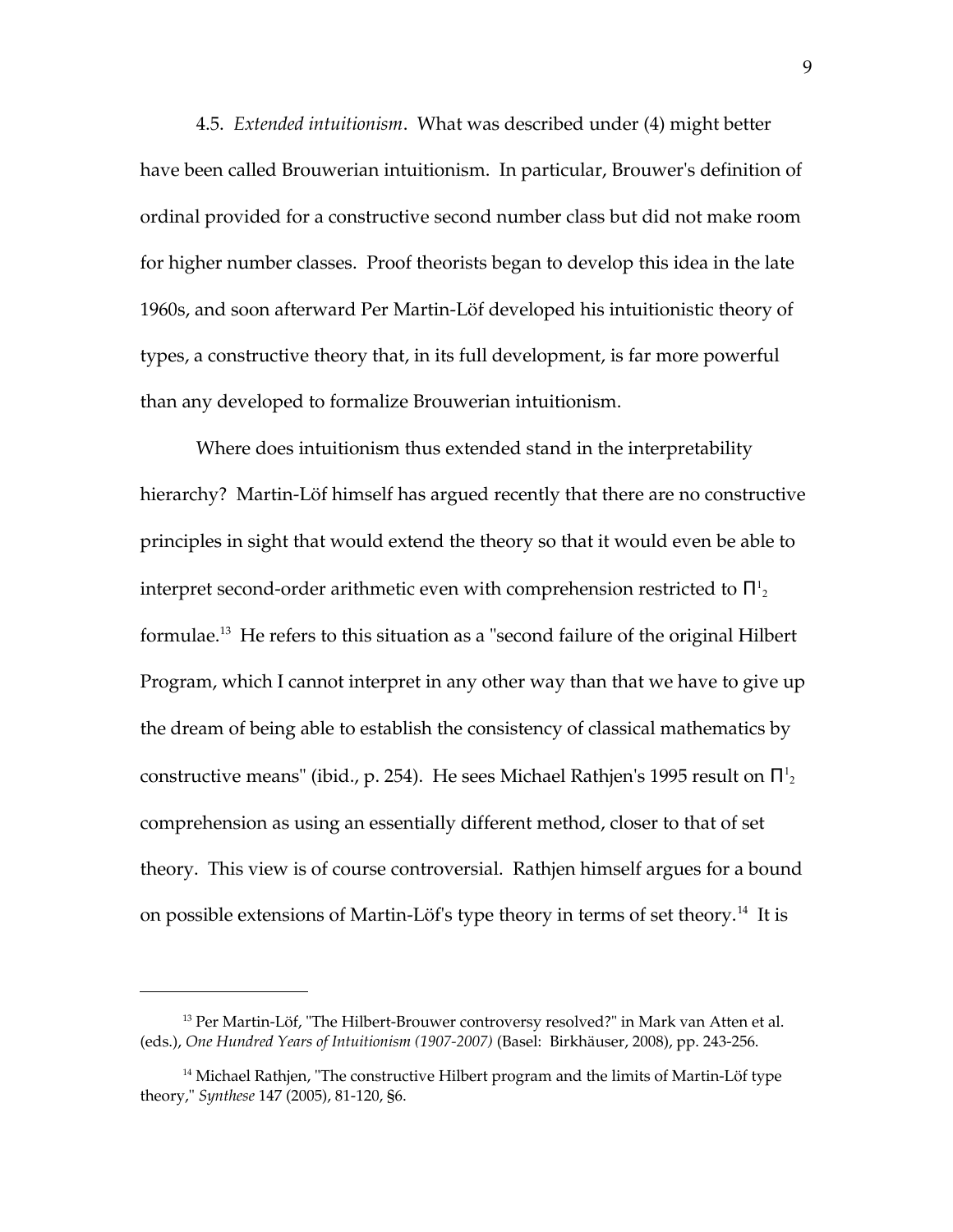4.5. *Extended intuitionism*. What was described under (4) might better have been called Brouwerian intuitionism. In particular, Brouwer's definition of ordinal provided for a constructive second number class but did not make room for higher number classes. Proof theorists began to develop this idea in the late 1960s, and soon afterward Per Martin-Löf developed his intuitionistic theory of types, a constructive theory that, in its full development, is far more powerful than any developed to formalize Brouwerian intuitionism.

Where does intuitionism thus extended stand in the interpretability hierarchy? Martin-Löf himself has argued recently that there are no constructive principles in sight that would extend the theory so that it would even be able to interpret second-order arithmetic even with comprehension restricted to $\Pi^1_2$ formulae.[13] He refers to this situation as a "second failure of the original Hilbert Program, which I cannot interpret in any other way than that we have to give up the dream of being able to establish the consistency of classical mathematics by constructive means" (ibid., p. 254). He sees Michael Rathjen's 1995 result on $\Pi^1_2$ comprehension as using an essentially different method, closer to that of set theory. This view is of course controversial. Rathjen himself argues for a bound on possible extensions of Martin-Löf's type theory in terms of set theory.[14] It is

---

[13] Per Martin-Löf, "The Hilbert-Brouwer controversy resolved?" in Mark van Atten et al. (eds.), *One Hundred Years of Intuitionism (1907-2007)* (Basel: Birkhäuser, 2008), pp. 243-256.

[14] Michael Rathjen, "The constructive Hilbert program and the limits of Martin-Löf type theory," *Synthese* 147 (2005), 81-120, §6.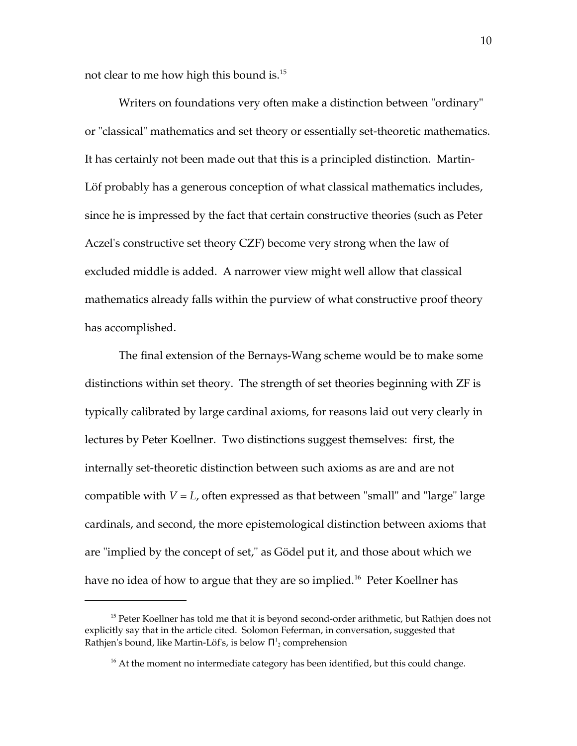not clear to me how high this bound is.[15]

Writers on foundations very often make a distinction between "ordinary" or "classical" mathematics and set theory or essentially set-theoretic mathematics. It has certainly not been made out that this is a principled distinction. Martin-Löf probably has a generous conception of what classical mathematics includes, since he is impressed by the fact that certain constructive theories (such as Peter Aczel's constructive set theory CZF) become very strong when the law of excluded middle is added. A narrower view might well allow that classical mathematics already falls within the purview of what constructive proof theory has accomplished.

The final extension of the Bernays-Wang scheme would be to make some distinctions within set theory. The strength of set theories beginning with ZF is typically calibrated by large cardinal axioms, for reasons laid out very clearly in lectures by Peter Koellner. Two distinctions suggest themselves: first, the internally set-theoretic distinction between such axioms as are and are not compatible with $V = L$, often expressed as that between "small" and "large" large cardinals, and second, the more epistemological distinction between axioms that are "implied by the concept of set," as Gödel put it, and those about which we have no idea of how to argue that they are so implied.[16] Peter Koellner has

---

[15] Peter Koellner has told me that it is beyond second-order arithmetic, but Rathjen does not explicitly say that in the article cited. Solomon Feferman, in conversation, suggested that Rathjen's bound, like Martin-Löf's, is below $\Pi^1_2$ comprehension

[16] At the moment no intermediate category has been identified, but this could change.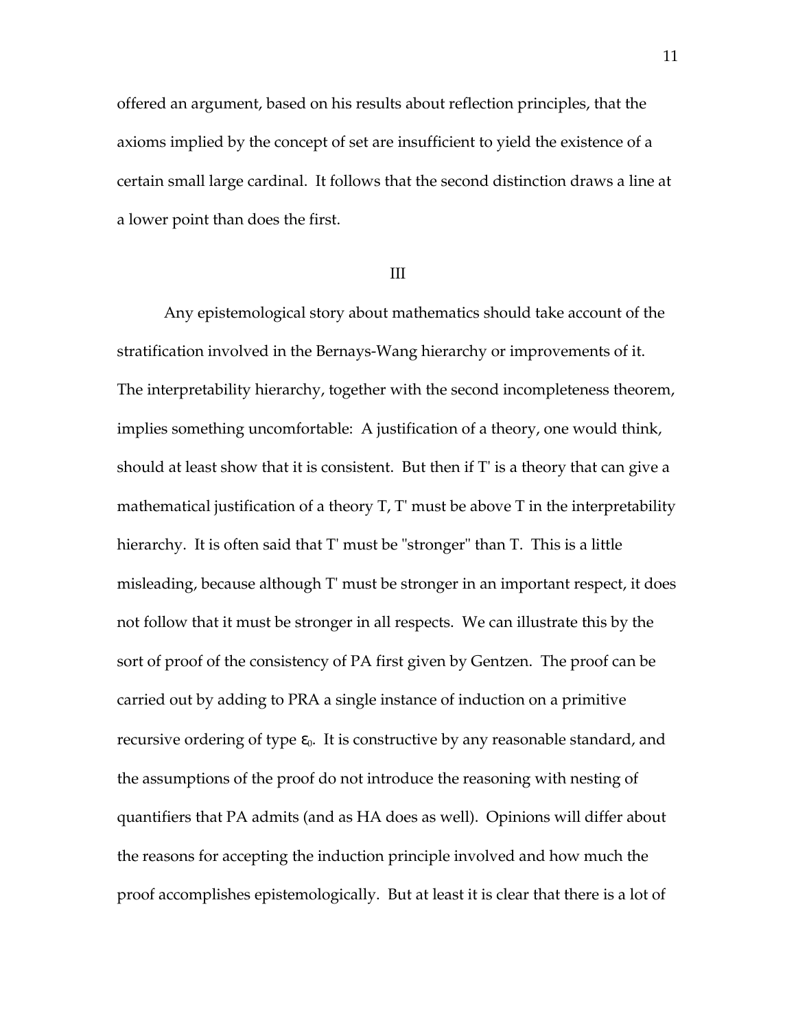offered an argument, based on his results about reflection principles, that the axioms implied by the concept of set are insufficient to yield the existence of a certain small large cardinal. It follows that the second distinction draws a line at a lower point than does the first.

## III

Any epistemological story about mathematics should take account of the stratification involved in the Bernays-Wang hierarchy or improvements of it. The interpretability hierarchy, together with the second incompleteness theorem, implies something uncomfortable: A justification of a theory, one would think, should at least show that it is consistent. But then if T' is a theory that can give a mathematical justification of a theory T, T' must be above T in the interpretability hierarchy. It is often said that T' must be "stronger" than T. This is a little misleading, because although T' must be stronger in an important respect, it does not follow that it must be stronger in all respects. We can illustrate this by the sort of proof of the consistency of PA first given by Gentzen. The proof can be carried out by adding to PRA a single instance of induction on a primitive recursive ordering of type $\varepsilon_0$. It is constructive by any reasonable standard, and the assumptions of the proof do not introduce the reasoning with nesting of quantifiers that PA admits (and as HA does as well). Opinions will differ about the reasons for accepting the induction principle involved and how much the proof accomplishes epistemologically. But at least it is clear that there is a lot of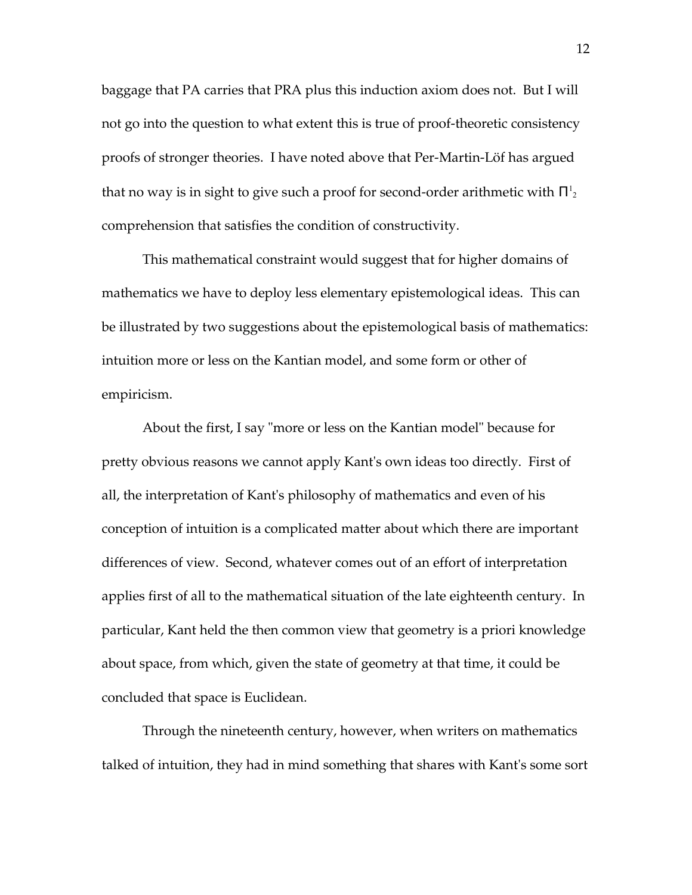baggage that PA carries that PRA plus this induction axiom does not. But I will not go into the question to what extent this is true of proof-theoretic consistency proofs of stronger theories. I have noted above that Per-Martin-Löf has argued that no way is in sight to give such a proof for second-order arithmetic with $\Pi^1_2$ comprehension that satisfies the condition of constructivity.

This mathematical constraint would suggest that for higher domains of mathematics we have to deploy less elementary epistemological ideas. This can be illustrated by two suggestions about the epistemological basis of mathematics: intuition more or less on the Kantian model, and some form or other of empiricism.

About the first, I say "more or less on the Kantian model" because for pretty obvious reasons we cannot apply Kant's own ideas too directly. First of all, the interpretation of Kant's philosophy of mathematics and even of his conception of intuition is a complicated matter about which there are important differences of view. Second, whatever comes out of an effort of interpretation applies first of all to the mathematical situation of the late eighteenth century. In particular, Kant held the then common view that geometry is a priori knowledge about space, from which, given the state of geometry at that time, it could be concluded that space is Euclidean.

Through the nineteenth century, however, when writers on mathematics talked of intuition, they had in mind something that shares with Kant's some sort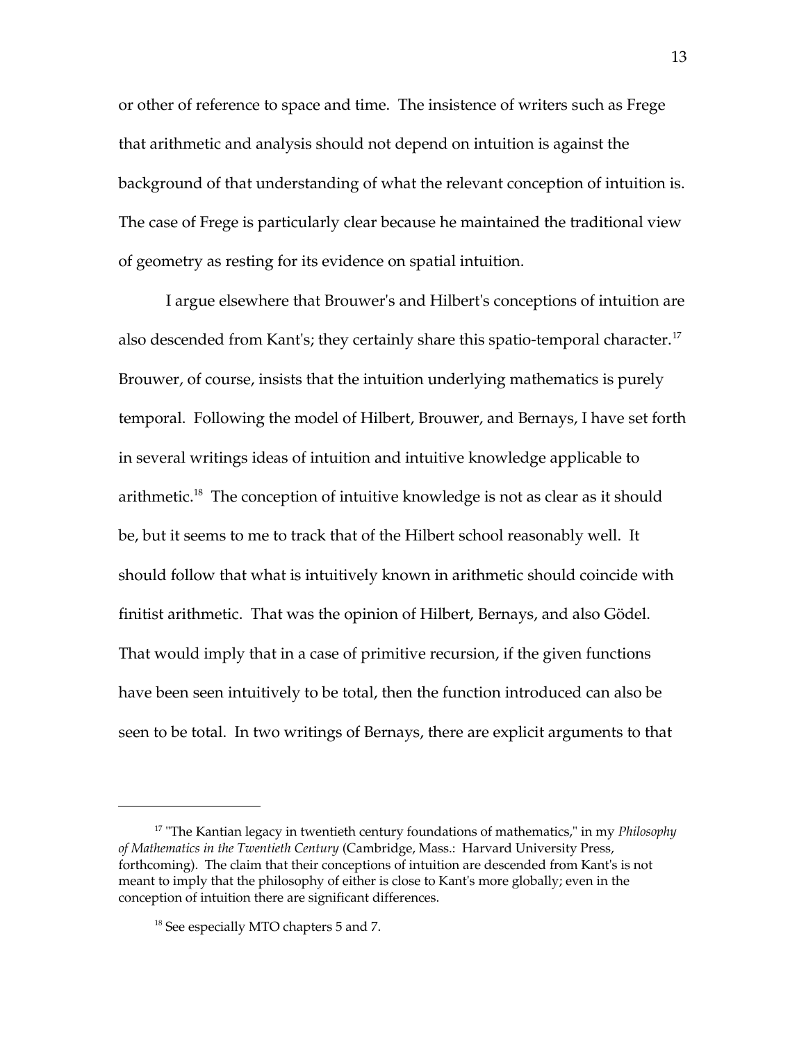or other of reference to space and time. The insistence of writers such as Frege that arithmetic and analysis should not depend on intuition is against the background of that understanding of what the relevant conception of intuition is. The case of Frege is particularly clear because he maintained the traditional view of geometry as resting for its evidence on spatial intuition.

I argue elsewhere that Brouwer's and Hilbert's conceptions of intuition are also descended from Kant's; they certainly share this spatio-temporal character.[17] Brouwer, of course, insists that the intuition underlying mathematics is purely temporal. Following the model of Hilbert, Brouwer, and Bernays, I have set forth in several writings ideas of intuition and intuitive knowledge applicable to arithmetic.[18] The conception of intuitive knowledge is not as clear as it should be, but it seems to me to track that of the Hilbert school reasonably well. It should follow that what is intuitively known in arithmetic should coincide with finitist arithmetic. That was the opinion of Hilbert, Bernays, and also Gödel. That would imply that in a case of primitive recursion, if the given functions have been seen intuitively to be total, then the function introduced can also be seen to be total. In two writings of Bernays, there are explicit arguments to that

---

[17] "The Kantian legacy in twentieth century foundations of mathematics," in my *Philosophy of Mathematics in the Twentieth Century* (Cambridge, Mass.: Harvard University Press, forthcoming). The claim that their conceptions of intuition are descended from Kant's is not meant to imply that the philosophy of either is close to Kant's more globally; even in the conception of intuition there are significant differences.

[18] See especially MTO chapters 5 and 7.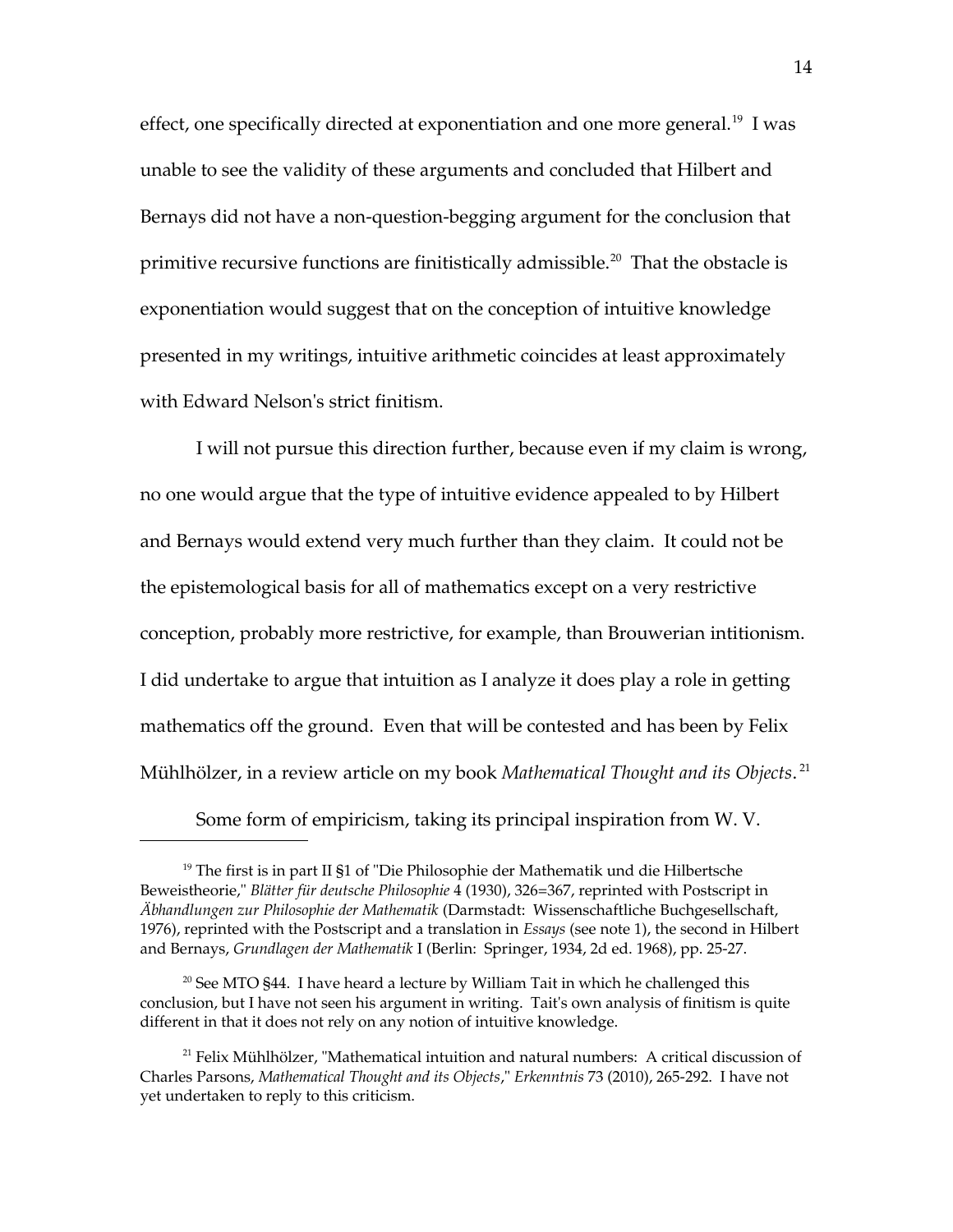effect, one specifically directed at exponentiation and one more general.[19] I was unable to see the validity of these arguments and concluded that Hilbert and Bernays did not have a non-question-begging argument for the conclusion that primitive recursive functions are finitistically admissible.[20] That the obstacle is exponentiation would suggest that on the conception of intuitive knowledge presented in my writings, intuitive arithmetic coincides at least approximately with Edward Nelson's strict finitism.

I will not pursue this direction further, because even if my claim is wrong, no one would argue that the type of intuitive evidence appealed to by Hilbert and Bernays would extend very much further than they claim. It could not be the epistemological basis for all of mathematics except on a very restrictive conception, probably more restrictive, for example, than Brouwerian intitionism. I did undertake to argue that intuition as I analyze it does play a role in getting mathematics off the ground. Even that will be contested and has been by Felix Mühlhölzer, in a review article on my book *Mathematical Thought and its Objects*.[21]

Some form of empiricism, taking its principal inspiration from W. V.

---

[19] The first is in part II §1 of "Die Philosophie der Mathematik und die Hilbertsche Beweistheorie," *Blätter für deutsche Philosophie* 4 (1930), 326=367, reprinted with Postscript in *Äbhandlungen zur Philosophie der Mathematik* (Darmstadt: Wissenschaftliche Buchgesellschaft, 1976), reprinted with the Postscript and a translation in *Essays* (see note 1), the second in Hilbert and Bernays, *Grundlagen der Mathematik* I (Berlin: Springer, 1934, 2d ed. 1968), pp. 25-27.

[20] See MTO §44. I have heard a lecture by William Tait in which he challenged this conclusion, but I have not seen his argument in writing. Tait's own analysis of finitism is quite different in that it does not rely on any notion of intuitive knowledge.

[21] Felix Mühlhölzer, "Mathematical intuition and natural numbers: A critical discussion of Charles Parsons, *Mathematical Thought and its Objects*," *Erkenntnis* 73 (2010), 265-292. I have not yet undertaken to reply to this criticism.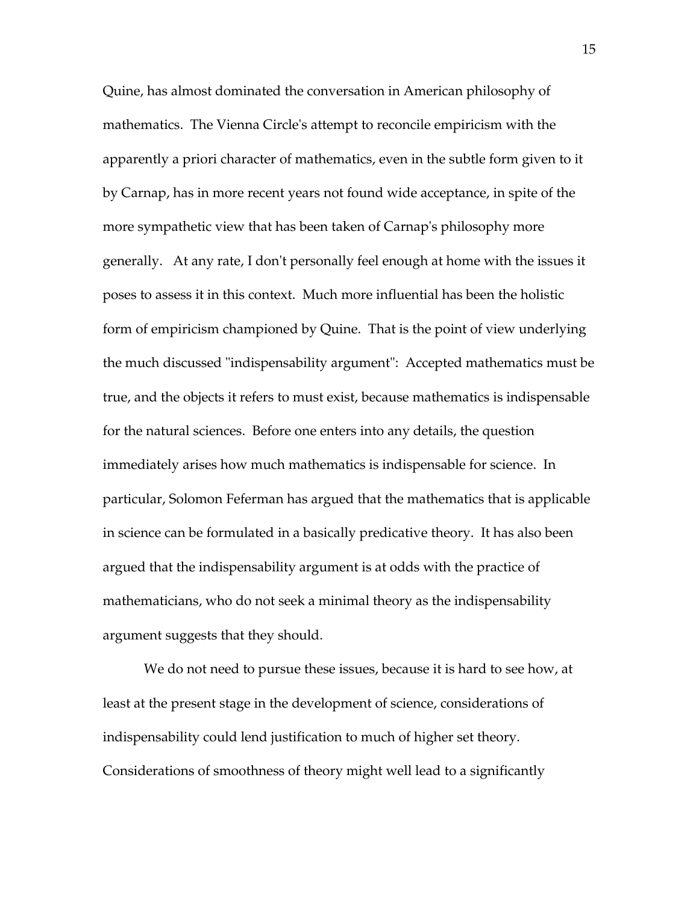Quine, has almost dominated the conversation in American philosophy of mathematics. The Vienna Circle's attempt to reconcile empiricism with the apparently a priori character of mathematics, even in the subtle form given to it by Carnap, has in more recent years not found wide acceptance, in spite of the more sympathetic view that has been taken of Carnap's philosophy more generally. At any rate, I don't personally feel enough at home with the issues it poses to assess it in this context. Much more influential has been the holistic form of empiricism championed by Quine. That is the point of view underlying the much discussed "indispensability argument": Accepted mathematics must be true, and the objects it refers to must exist, because mathematics is indispensable for the natural sciences. Before one enters into any details, the question immediately arises how much mathematics is indispensable for science. In particular, Solomon Feferman has argued that the mathematics that is applicable in science can be formulated in a basically predicative theory. It has also been argued that the indispensability argument is at odds with the practice of mathematicians, who do not seek a minimal theory as the indispensability argument suggests that they should.

We do not need to pursue these issues, because it is hard to see how, at least at the present stage in the development of science, considerations of indispensability could lend justification to much of higher set theory. Considerations of smoothness of theory might well lead to a significantly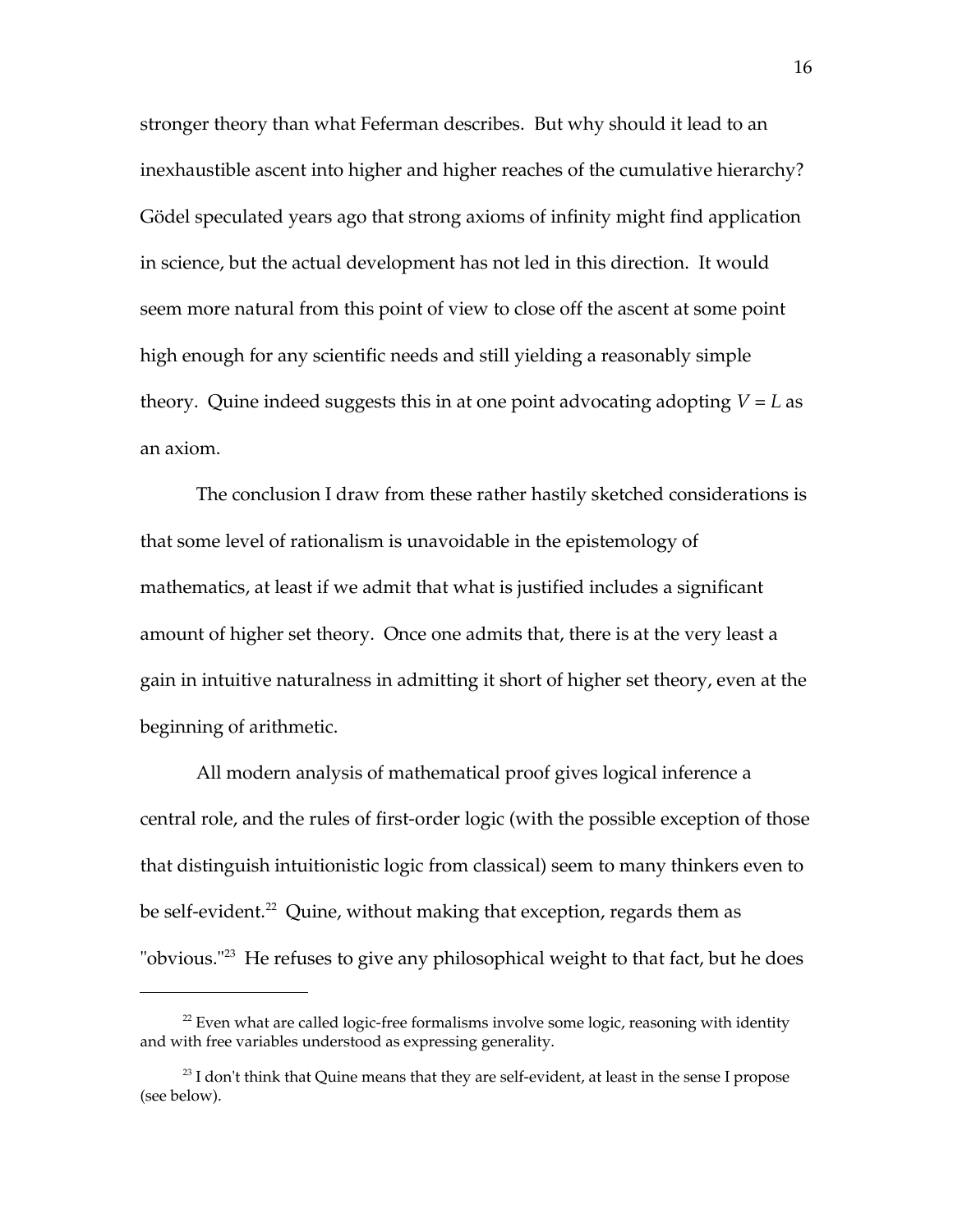stronger theory than what Feferman describes. But why should it lead to an inexhaustible ascent into higher and higher reaches of the cumulative hierarchy? Gödel speculated years ago that strong axioms of infinity might find application in science, but the actual development has not led in this direction. It would seem more natural from this point of view to close off the ascent at some point high enough for any scientific needs and still yielding a reasonably simple theory. Quine indeed suggests this in at one point advocating adopting $V = L$ as an axiom.

The conclusion I draw from these rather hastily sketched considerations is that some level of rationalism is unavoidable in the epistemology of mathematics, at least if we admit that what is justified includes a significant amount of higher set theory. Once one admits that, there is at the very least a gain in intuitive naturalness in admitting it short of higher set theory, even at the beginning of arithmetic.

All modern analysis of mathematical proof gives logical inference a central role, and the rules of first-order logic (with the possible exception of those that distinguish intuitionistic logic from classical) seem to many thinkers even to be self-evident.[22] Quine, without making that exception, regards them as "obvious."[23] He refuses to give any philosophical weight to that fact, but he does

---

[22] Even what are called logic-free formalisms involve some logic, reasoning with identity and with free variables understood as expressing generality.

[23] I don't think that Quine means that they are self-evident, at least in the sense I propose (see below).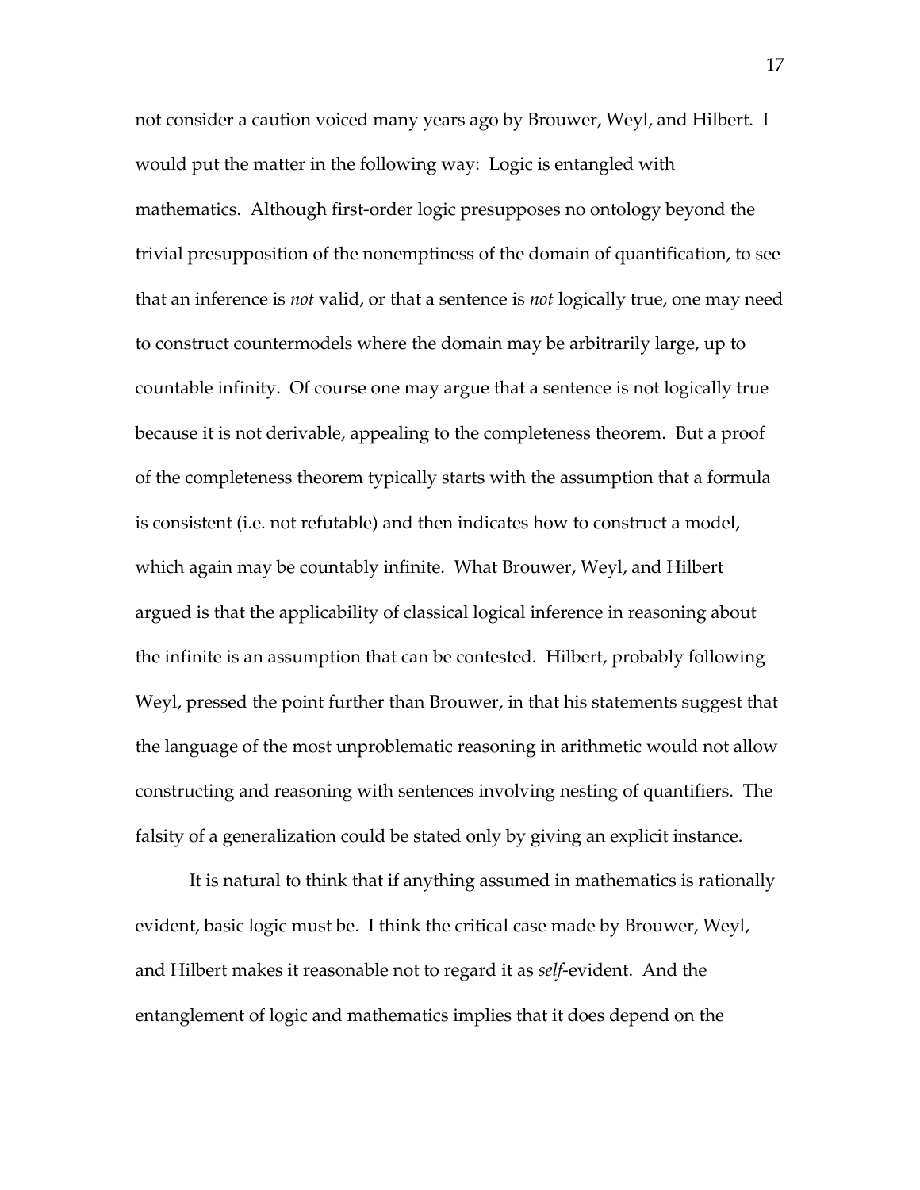not consider a caution voiced many years ago by Brouwer, Weyl, and Hilbert. I would put the matter in the following way: Logic is entangled with mathematics. Although first-order logic presupposes no ontology beyond the trivial presupposition of the nonemptiness of the domain of quantification, to see that an inference is *not* valid, or that a sentence is *not* logically true, one may need to construct countermodels where the domain may be arbitrarily large, up to countable infinity. Of course one may argue that a sentence is not logically true because it is not derivable, appealing to the completeness theorem. But a proof of the completeness theorem typically starts with the assumption that a formula is consistent (i.e. not refutable) and then indicates how to construct a model, which again may be countably infinite. What Brouwer, Weyl, and Hilbert argued is that the applicability of classical logical inference in reasoning about the infinite is an assumption that can be contested. Hilbert, probably following Weyl, pressed the point further than Brouwer, in that his statements suggest that the language of the most unproblematic reasoning in arithmetic would not allow constructing and reasoning with sentences involving nesting of quantifiers. The falsity of a generalization could be stated only by giving an explicit instance.

It is natural to think that if anything assumed in mathematics is rationally evident, basic logic must be. I think the critical case made by Brouwer, Weyl, and Hilbert makes it reasonable not to regard it as *self*-evident. And the entanglement of logic and mathematics implies that it does depend on the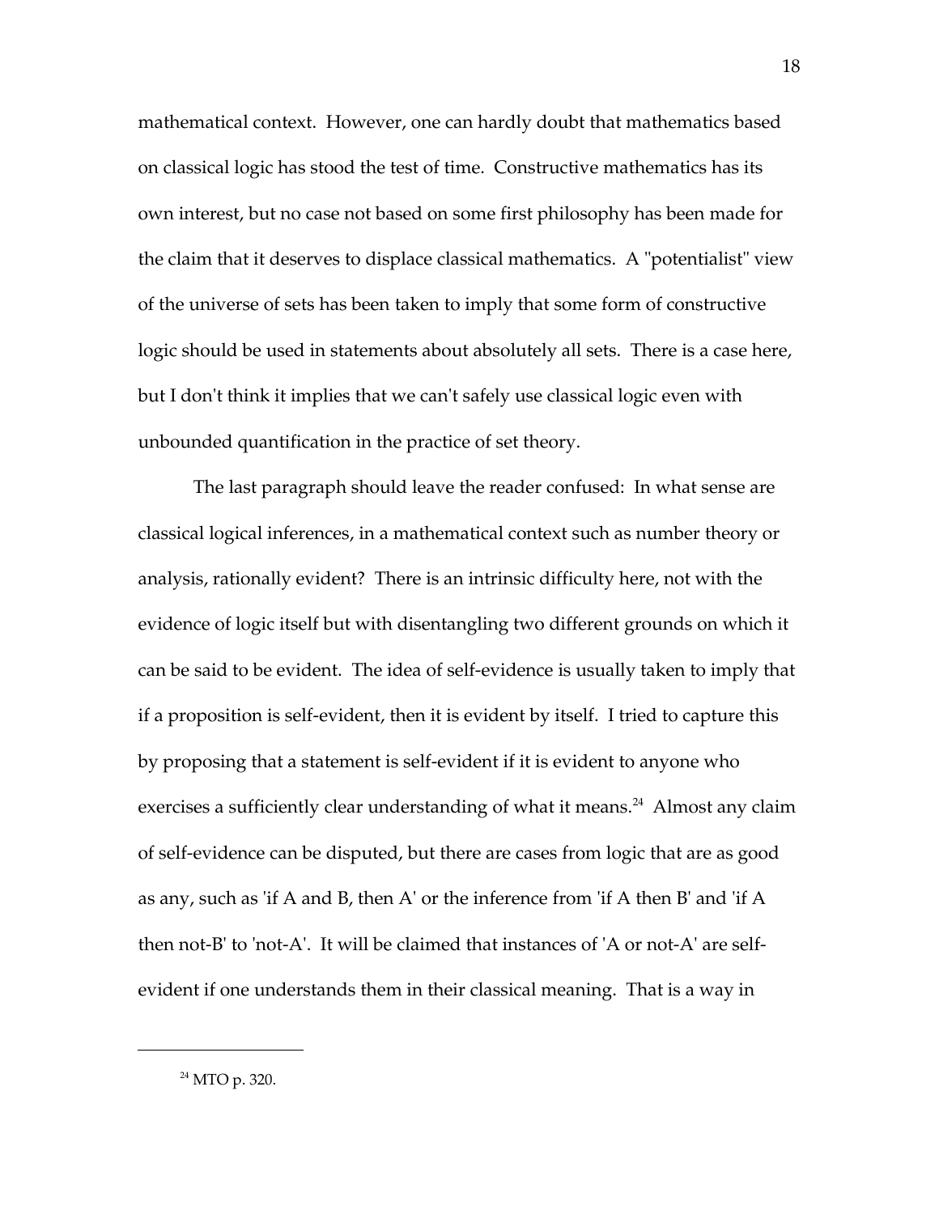mathematical context. However, one can hardly doubt that mathematics based on classical logic has stood the test of time. Constructive mathematics has its own interest, but no case not based on some first philosophy has been made for the claim that it deserves to displace classical mathematics. A "potentialist" view of the universe of sets has been taken to imply that some form of constructive logic should be used in statements about absolutely all sets. There is a case here, but I don't think it implies that we can't safely use classical logic even with unbounded quantification in the practice of set theory.

The last paragraph should leave the reader confused: In what sense are classical logical inferences, in a mathematical context such as number theory or analysis, rationally evident? There is an intrinsic difficulty here, not with the evidence of logic itself but with disentangling two different grounds on which it can be said to be evident. The idea of self-evidence is usually taken to imply that if a proposition is self-evident, then it is evident by itself. I tried to capture this by proposing that a statement is self-evident if it is evident to anyone who exercises a sufficiently clear understanding of what it means.[24] Almost any claim of self-evidence can be disputed, but there are cases from logic that are as good as any, such as 'if A and B, then A' or the inference from 'if A then B' and 'if A then not-B' to 'not-A'. It will be claimed that instances of 'A or not-A' are self-evident if one understands them in their classical meaning. That is a way in

[24] MTO p. 320.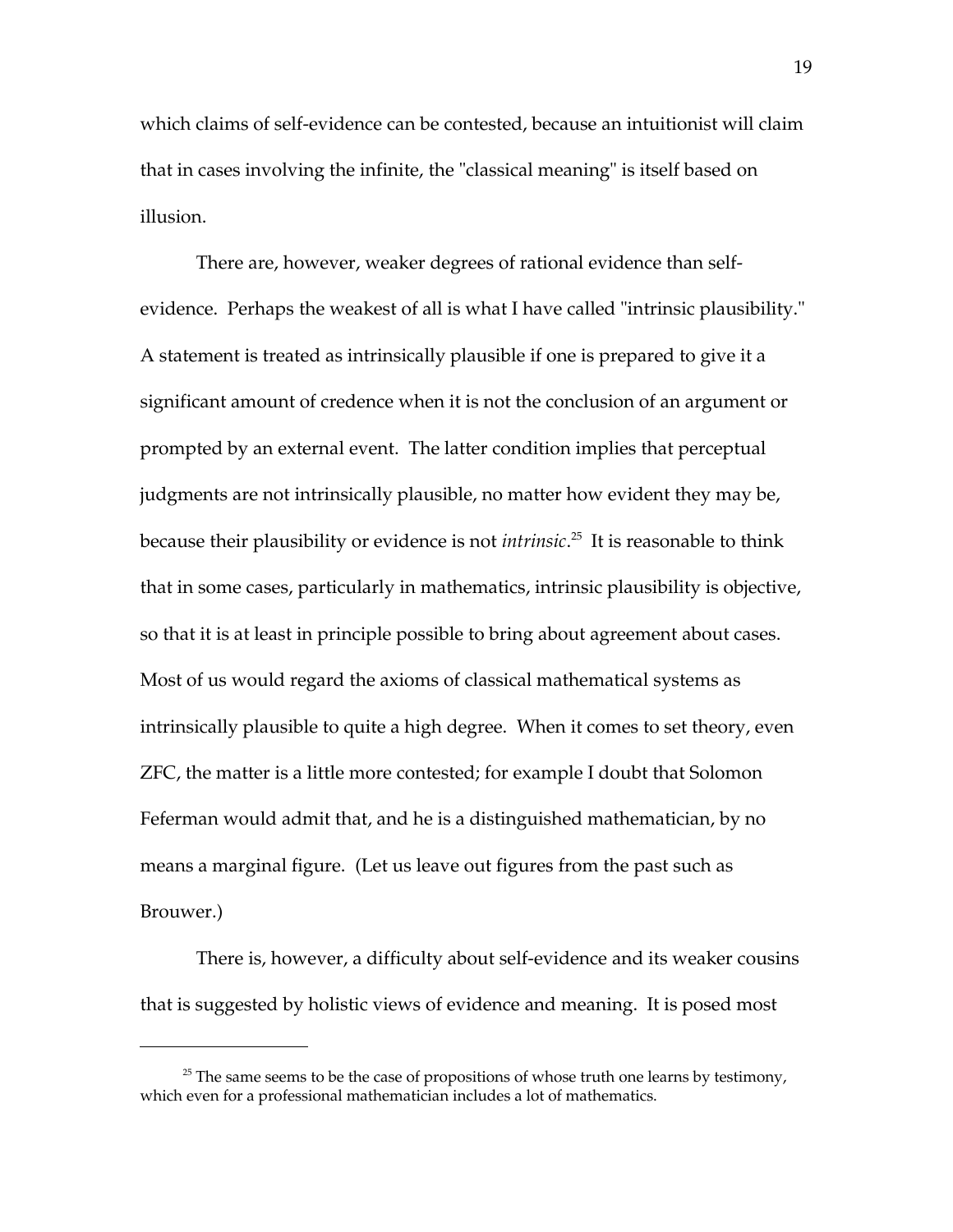which claims of self-evidence can be contested, because an intuitionist will claim that in cases involving the infinite, the "classical meaning" is itself based on illusion.

There are, however, weaker degrees of rational evidence than self-evidence. Perhaps the weakest of all is what I have called "intrinsic plausibility." A statement is treated as intrinsically plausible if one is prepared to give it a significant amount of credence when it is not the conclusion of an argument or prompted by an external event. The latter condition implies that perceptual judgments are not intrinsically plausible, no matter how evident they may be, because their plausibility or evidence is not *intrinsic*.[25] It is reasonable to think that in some cases, particularly in mathematics, intrinsic plausibility is objective, so that it is at least in principle possible to bring about agreement about cases. Most of us would regard the axioms of classical mathematical systems as intrinsically plausible to quite a high degree. When it comes to set theory, even ZFC, the matter is a little more contested; for example I doubt that Solomon Feferman would admit that, and he is a distinguished mathematician, by no means a marginal figure. (Let us leave out figures from the past such as Brouwer.)

There is, however, a difficulty about self-evidence and its weaker cousins that is suggested by holistic views of evidence and meaning. It is posed most

---

[25] The same seems to be the case of propositions of whose truth one learns by testimony, which even for a professional mathematician includes a lot of mathematics.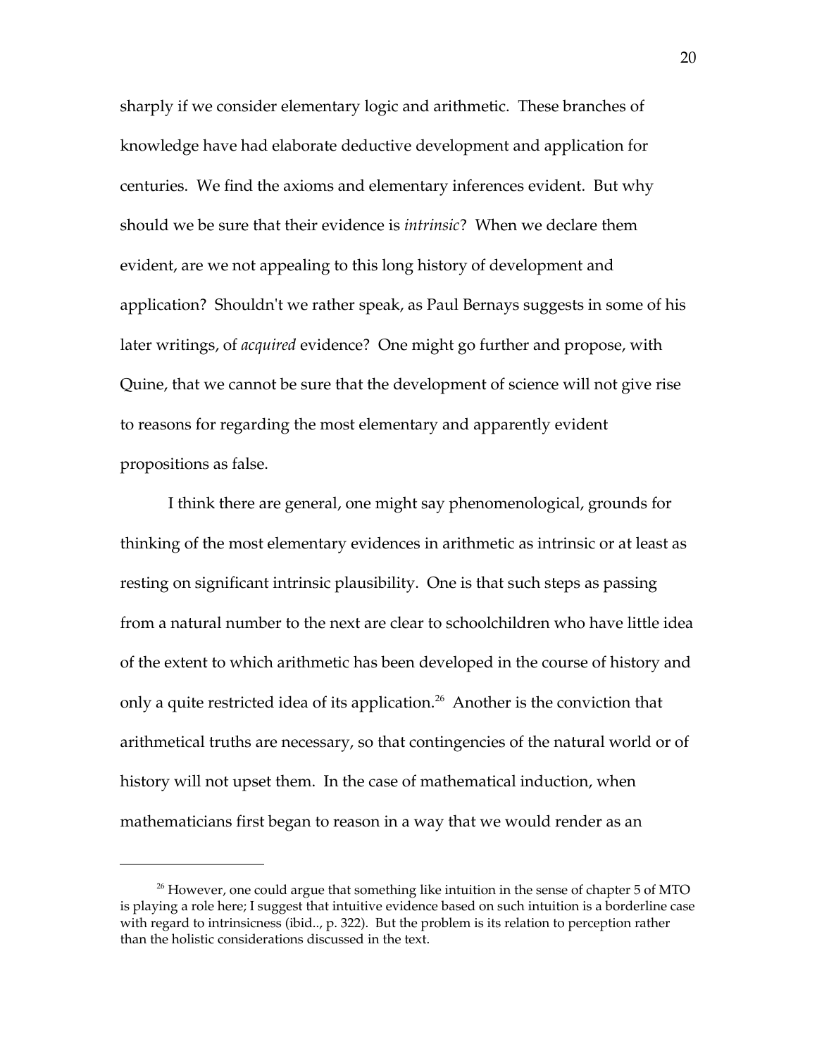sharply if we consider elementary logic and arithmetic. These branches of knowledge have had elaborate deductive development and application for centuries. We find the axioms and elementary inferences evident. But why should we be sure that their evidence is *intrinsic*? When we declare them evident, are we not appealing to this long history of development and application? Shouldn't we rather speak, as Paul Bernays suggests in some of his later writings, of *acquired* evidence? One might go further and propose, with Quine, that we cannot be sure that the development of science will not give rise to reasons for regarding the most elementary and apparently evident propositions as false.

I think there are general, one might say phenomenological, grounds for thinking of the most elementary evidences in arithmetic as intrinsic or at least as resting on significant intrinsic plausibility. One is that such steps as passing from a natural number to the next are clear to schoolchildren who have little idea of the extent to which arithmetic has been developed in the course of history and only a quite restricted idea of its application.[26] Another is the conviction that arithmetical truths are necessary, so that contingencies of the natural world or of history will not upset them. In the case of mathematical induction, when mathematicians first began to reason in a way that we would render as an

---

[26] However, one could argue that something like intuition in the sense of chapter 5 of MTO is playing a role here; I suggest that intuitive evidence based on such intuition is a borderline case with regard to intrinsicness (ibid.., p. 322). But the problem is its relation to perception rather than the holistic considerations discussed in the text.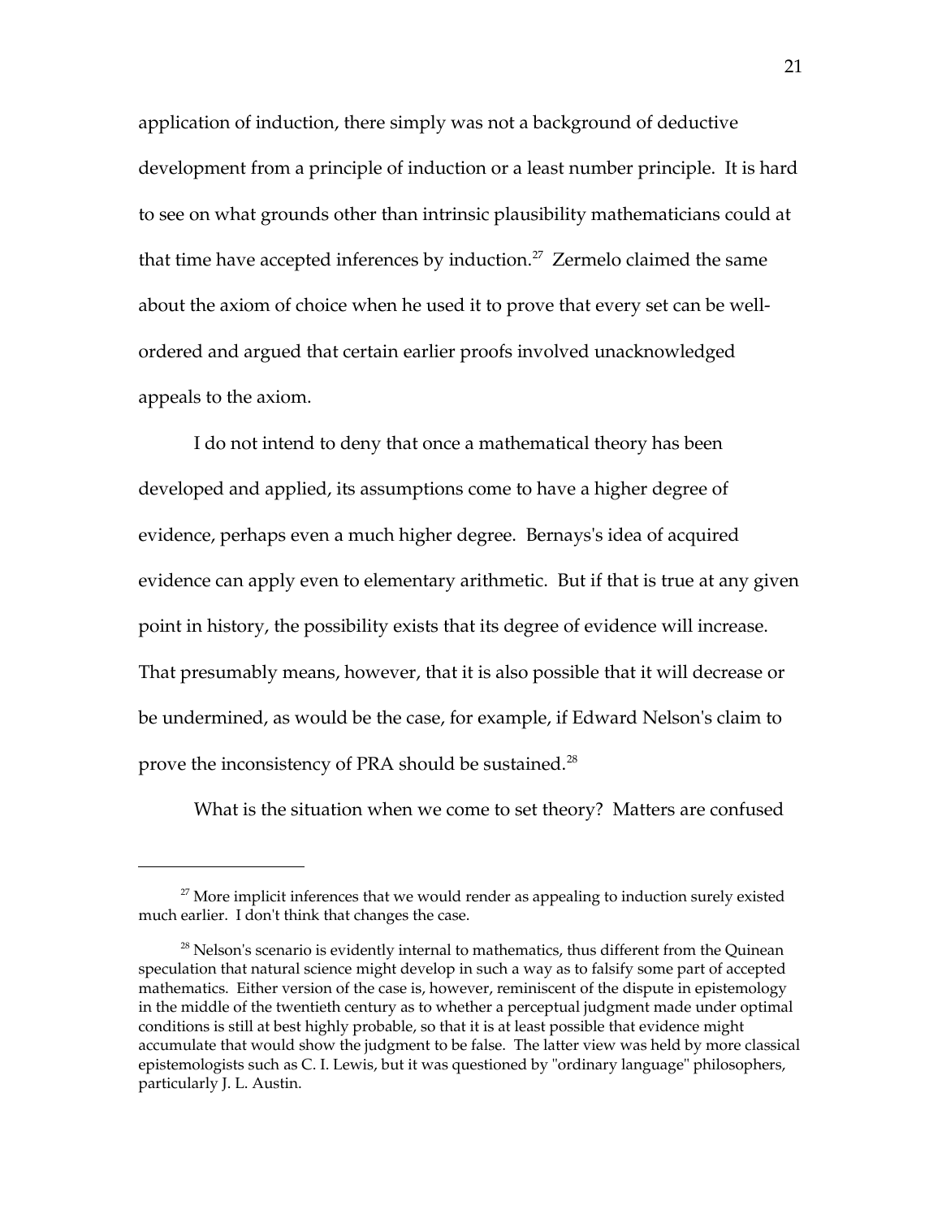application of induction, there simply was not a background of deductive development from a principle of induction or a least number principle. It is hard to see on what grounds other than intrinsic plausibility mathematicians could at that time have accepted inferences by induction.[27] Zermelo claimed the same about the axiom of choice when he used it to prove that every set can be well-ordered and argued that certain earlier proofs involved unacknowledged appeals to the axiom.

I do not intend to deny that once a mathematical theory has been developed and applied, its assumptions come to have a higher degree of evidence, perhaps even a much higher degree. Bernays's idea of acquired evidence can apply even to elementary arithmetic. But if that is true at any given point in history, the possibility exists that its degree of evidence will increase. That presumably means, however, that it is also possible that it will decrease or be undermined, as would be the case, for example, if Edward Nelson's claim to prove the inconsistency of PRA should be sustained.[28]

What is the situation when we come to set theory? Matters are confused

---

[27] More implicit inferences that we would render as appealing to induction surely existed much earlier. I don't think that changes the case.

[28] Nelson's scenario is evidently internal to mathematics, thus different from the Quinean speculation that natural science might develop in such a way as to falsify some part of accepted mathematics. Either version of the case is, however, reminiscent of the dispute in epistemology in the middle of the twentieth century as to whether a perceptual judgment made under optimal conditions is still at best highly probable, so that it is at least possible that evidence might accumulate that would show the judgment to be false. The latter view was held by more classical epistemologists such as C. I. Lewis, but it was questioned by "ordinary language" philosophers, particularly J. L. Austin.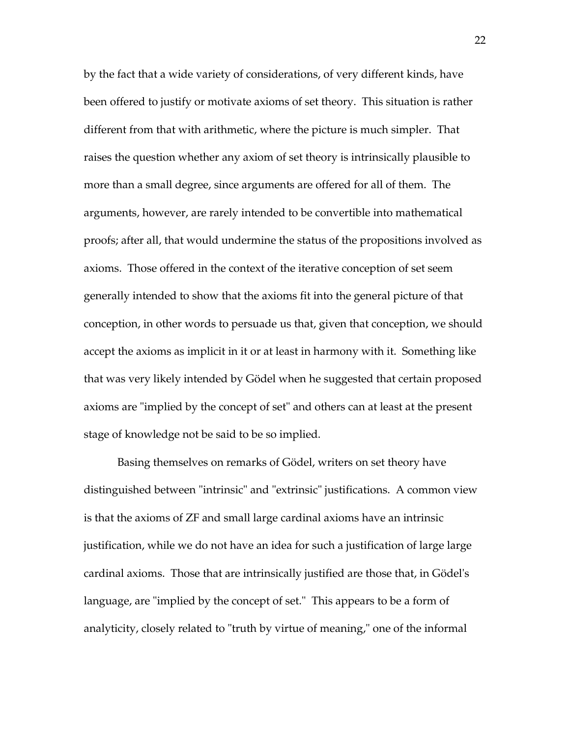by the fact that a wide variety of considerations, of very different kinds, have been offered to justify or motivate axioms of set theory. This situation is rather different from that with arithmetic, where the picture is much simpler. That raises the question whether any axiom of set theory is intrinsically plausible to more than a small degree, since arguments are offered for all of them. The arguments, however, are rarely intended to be convertible into mathematical proofs; after all, that would undermine the status of the propositions involved as axioms. Those offered in the context of the iterative conception of set seem generally intended to show that the axioms fit into the general picture of that conception, in other words to persuade us that, given that conception, we should accept the axioms as implicit in it or at least in harmony with it. Something like that was very likely intended by Gödel when he suggested that certain proposed axioms are "implied by the concept of set" and others can at least at the present stage of knowledge not be said to be so implied.

Basing themselves on remarks of Gödel, writers on set theory have distinguished between "intrinsic" and "extrinsic" justifications. A common view is that the axioms of ZF and small large cardinal axioms have an intrinsic justification, while we do not have an idea for such a justification of large large cardinal axioms. Those that are intrinsically justified are those that, in Gödel's language, are "implied by the concept of set." This appears to be a form of analyticity, closely related to "truth by virtue of meaning," one of the informal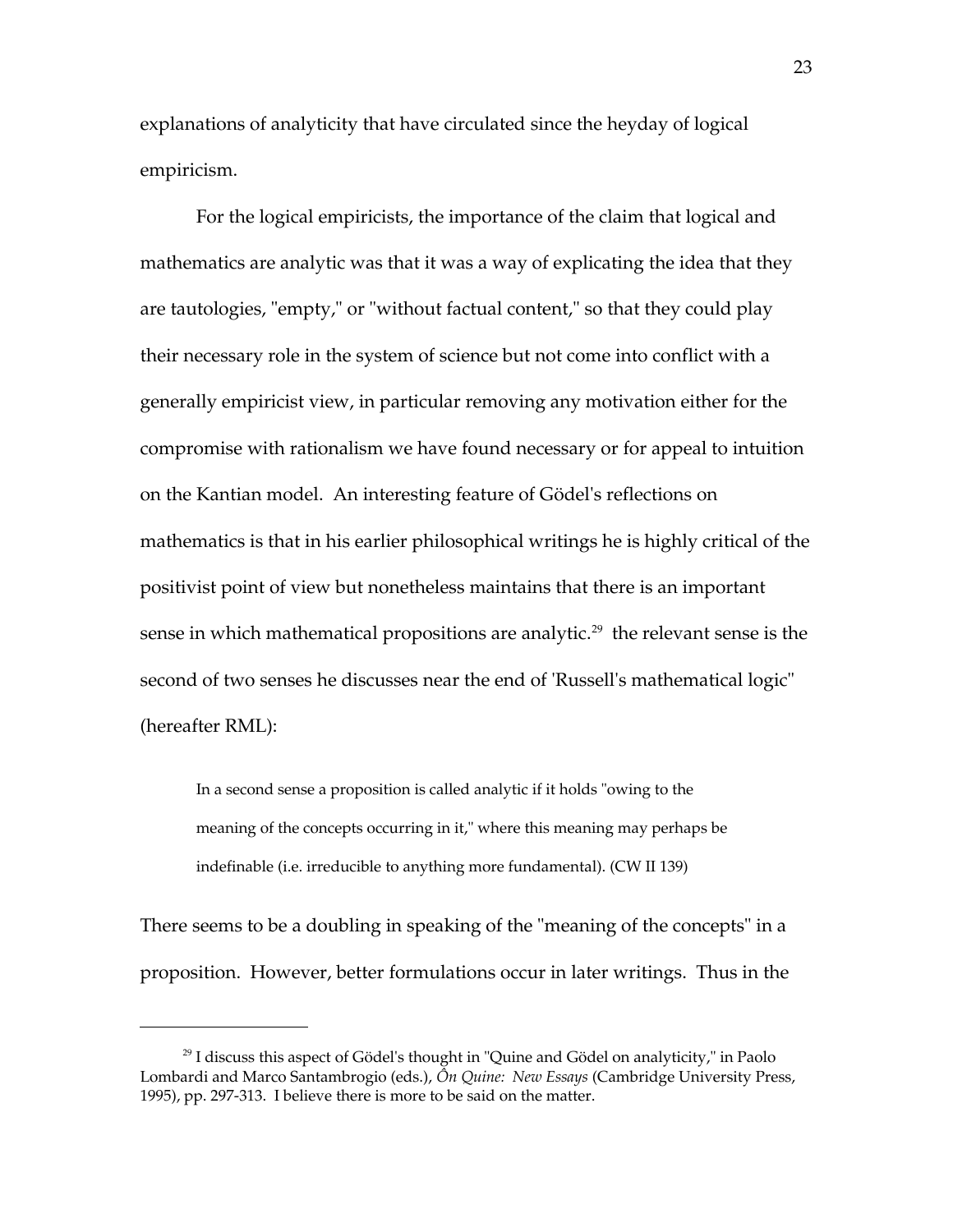explanations of analyticity that have circulated since the heyday of logical empiricism.

For the logical empiricists, the importance of the claim that logical and mathematics are analytic was that it was a way of explicating the idea that they are tautologies, "empty," or "without factual content," so that they could play their necessary role in the system of science but not come into conflict with a generally empiricist view, in particular removing any motivation either for the compromise with rationalism we have found necessary or for appeal to intuition on the Kantian model. An interesting feature of Gödel's reflections on mathematics is that in his earlier philosophical writings he is highly critical of the positivist point of view but nonetheless maintains that there is an important sense in which mathematical propositions are analytic.[29] the relevant sense is the second of two senses he discusses near the end of 'Russell's mathematical logic" (hereafter RML):

> In a second sense a proposition is called analytic if it holds "owing to the meaning of the concepts occurring in it," where this meaning may perhaps be indefinable (i.e. irreducible to anything more fundamental). (CW II 139)

There seems to be a doubling in speaking of the "meaning of the concepts" in a proposition. However, better formulations occur in later writings. Thus in the

---

[29] I discuss this aspect of Gödel's thought in "Quine and Gödel on analyticity," in Paolo Lombardi and Marco Santambrogio (eds.), *On Quine: New Essays* (Cambridge University Press, 1995), pp. 297-313. I believe there is more to be said on the matter.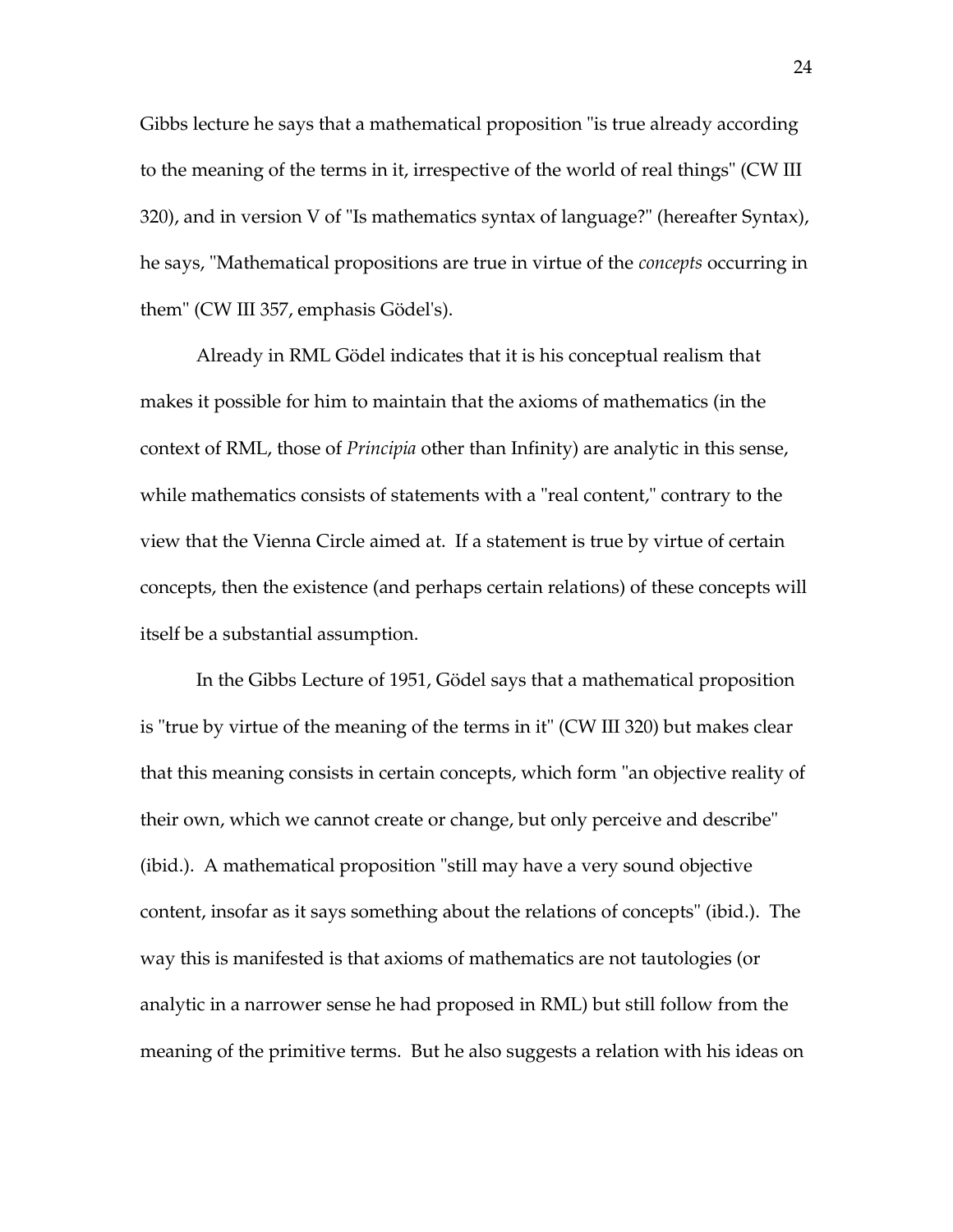Gibbs lecture he says that a mathematical proposition "is true already according to the meaning of the terms in it, irrespective of the world of real things" (CW III 320), and in version V of "Is mathematics syntax of language?" (hereafter Syntax), he says, "Mathematical propositions are true in virtue of the *concepts* occurring in them" (CW III 357, emphasis Gödel's).

Already in RML Gödel indicates that it is his conceptual realism that makes it possible for him to maintain that the axioms of mathematics (in the context of RML, those of *Principia* other than Infinity) are analytic in this sense, while mathematics consists of statements with a "real content," contrary to the view that the Vienna Circle aimed at. If a statement is true by virtue of certain concepts, then the existence (and perhaps certain relations) of these concepts will itself be a substantial assumption.

In the Gibbs Lecture of 1951, Gödel says that a mathematical proposition is "true by virtue of the meaning of the terms in it" (CW III 320) but makes clear that this meaning consists in certain concepts, which form "an objective reality of their own, which we cannot create or change, but only perceive and describe" (ibid.). A mathematical proposition "still may have a very sound objective content, insofar as it says something about the relations of concepts" (ibid.). The way this is manifested is that axioms of mathematics are not tautologies (or analytic in a narrower sense he had proposed in RML) but still follow from the meaning of the primitive terms. But he also suggests a relation with his ideas on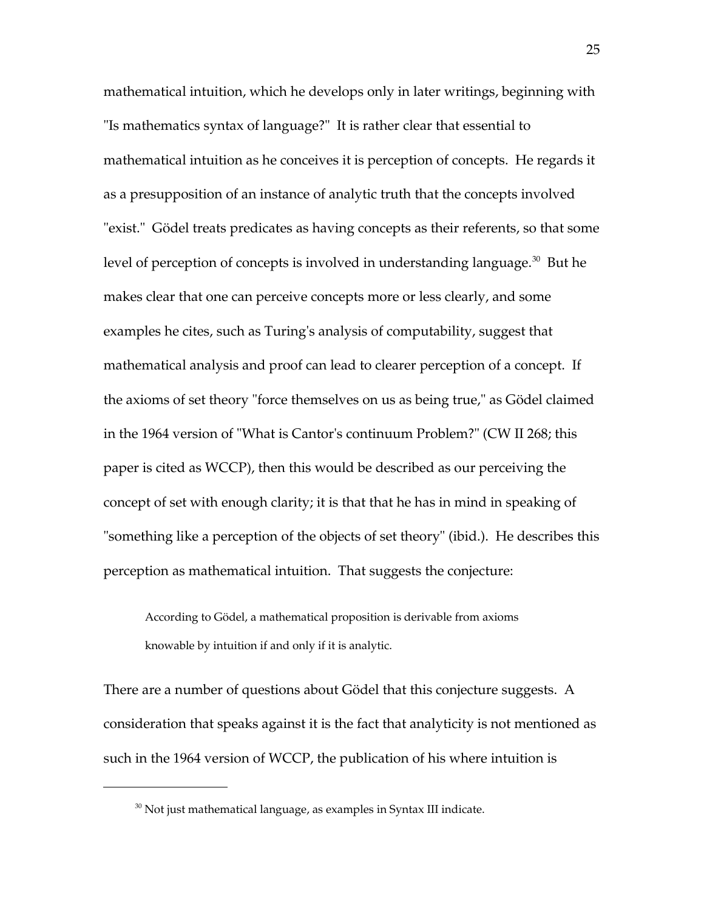mathematical intuition, which he develops only in later writings, beginning with "Is mathematics syntax of language?" It is rather clear that essential to mathematical intuition as he conceives it is perception of concepts. He regards it as a presupposition of an instance of analytic truth that the concepts involved "exist." Gödel treats predicates as having concepts as their referents, so that some level of perception of concepts is involved in understanding language.[30] But he makes clear that one can perceive concepts more or less clearly, and some examples he cites, such as Turing's analysis of computability, suggest that mathematical analysis and proof can lead to clearer perception of a concept. If the axioms of set theory "force themselves on us as being true," as Gödel claimed in the 1964 version of "What is Cantor's continuum Problem?" (CW II 268; this paper is cited as WCCP), then this would be described as our perceiving the concept of set with enough clarity; it is that that he has in mind in speaking of "something like a perception of the objects of set theory" (ibid.). He describes this perception as mathematical intuition. That suggests the conjecture:

> According to Gödel, a mathematical proposition is derivable from axioms knowable by intuition if and only if it is analytic.

There are a number of questions about Gödel that this conjecture suggests. A consideration that speaks against it is the fact that analyticity is not mentioned as such in the 1964 version of WCCP, the publication of his where intuition is

---

[30] Not just mathematical language, as examples in Syntax III indicate.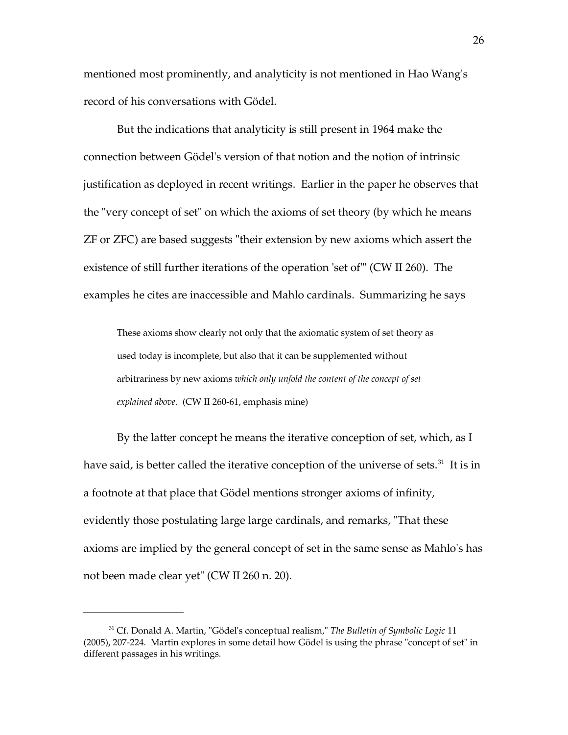mentioned most prominently, and analyticity is not mentioned in Hao Wang's record of his conversations with Gödel.

But the indications that analyticity is still present in 1964 make the connection between Gödel's version of that notion and the notion of intrinsic justification as deployed in recent writings. Earlier in the paper he observes that the "very concept of set" on which the axioms of set theory (by which he means ZF or ZFC) are based suggests "their extension by new axioms which assert the existence of still further iterations of the operation 'set of'" (CW II 260). The examples he cites are inaccessible and Mahlo cardinals. Summarizing he says

> These axioms show clearly not only that the axiomatic system of set theory as used today is incomplete, but also that it can be supplemented without arbitrariness by new axioms *which only unfold the content of the concept of set explained above*. (CW II 260-61, emphasis mine)

By the latter concept he means the iterative conception of set, which, as I have said, is better called the iterative conception of the universe of sets.[31] It is in a footnote at that place that Gödel mentions stronger axioms of infinity, evidently those postulating large large cardinals, and remarks, "That these axioms are implied by the general concept of set in the same sense as Mahlo's has not been made clear yet" (CW II 260 n. 20).

---

[31] Cf. Donald A. Martin, "Gödel's conceptual realism," *The Bulletin of Symbolic Logic* 11 (2005), 207-224. Martin explores in some detail how Gödel is using the phrase "concept of set" in different passages in his writings.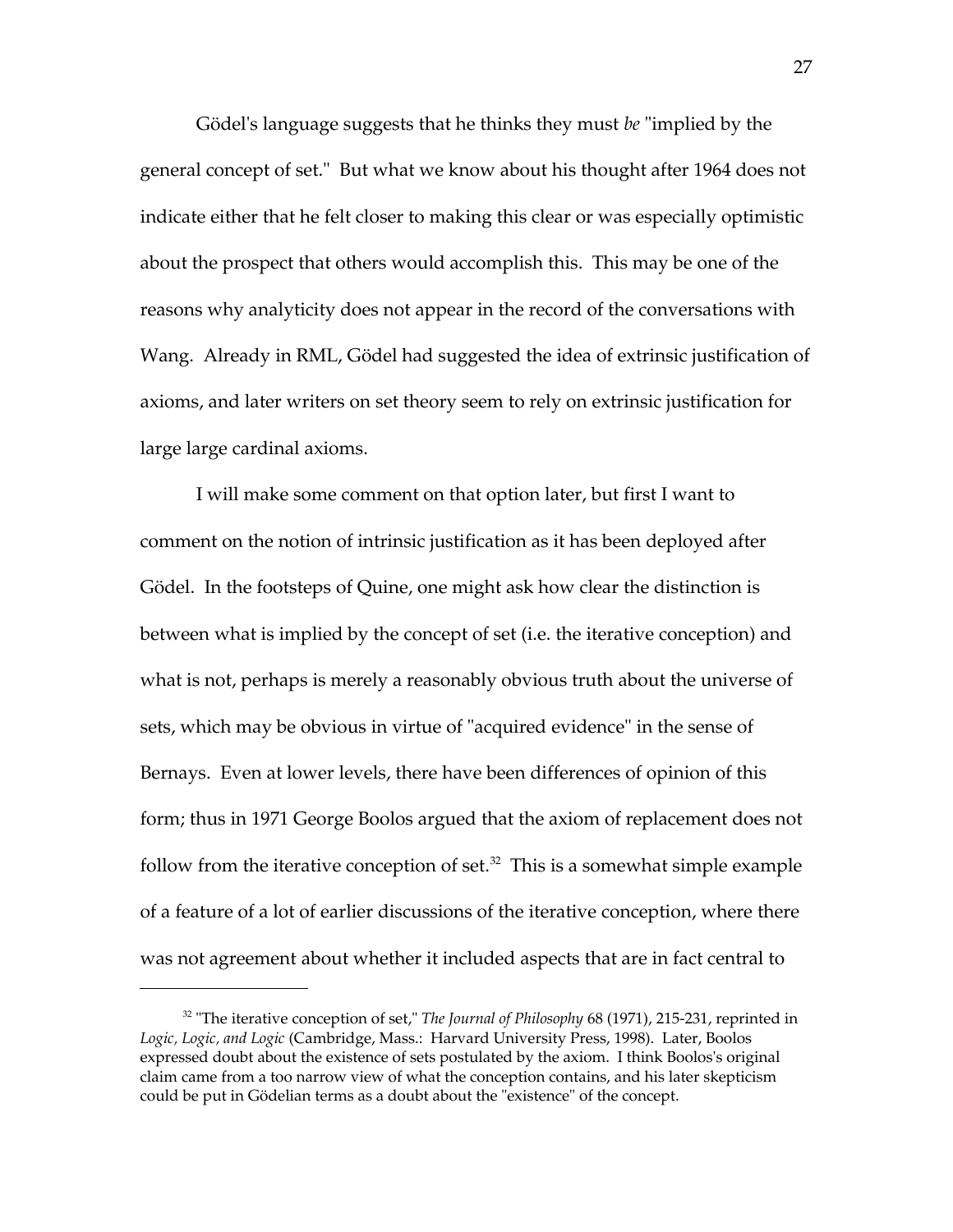Gödel's language suggests that he thinks they must *be* "implied by the general concept of set." But what we know about his thought after 1964 does not indicate either that he felt closer to making this clear or was especially optimistic about the prospect that others would accomplish this. This may be one of the reasons why analyticity does not appear in the record of the conversations with Wang. Already in RML, Gödel had suggested the idea of extrinsic justification of axioms, and later writers on set theory seem to rely on extrinsic justification for large large cardinal axioms.

I will make some comment on that option later, but first I want to comment on the notion of intrinsic justification as it has been deployed after Gödel. In the footsteps of Quine, one might ask how clear the distinction is between what is implied by the concept of set (i.e. the iterative conception) and what is not, perhaps is merely a reasonably obvious truth about the universe of sets, which may be obvious in virtue of "acquired evidence" in the sense of Bernays. Even at lower levels, there have been differences of opinion of this form; thus in 1971 George Boolos argued that the axiom of replacement does not follow from the iterative conception of set.[32] This is a somewhat simple example of a feature of a lot of earlier discussions of the iterative conception, where there was not agreement about whether it included aspects that are in fact central to

[32] "The iterative conception of set," *The Journal of Philosophy* 68 (1971), 215-231, reprinted in *Logic, Logic, and Logic* (Cambridge, Mass.: Harvard University Press, 1998). Later, Boolos expressed doubt about the existence of sets postulated by the axiom. I think Boolos's original claim came from a too narrow view of what the conception contains, and his later skepticism could be put in Gödelian terms as a doubt about the "existence" of the concept.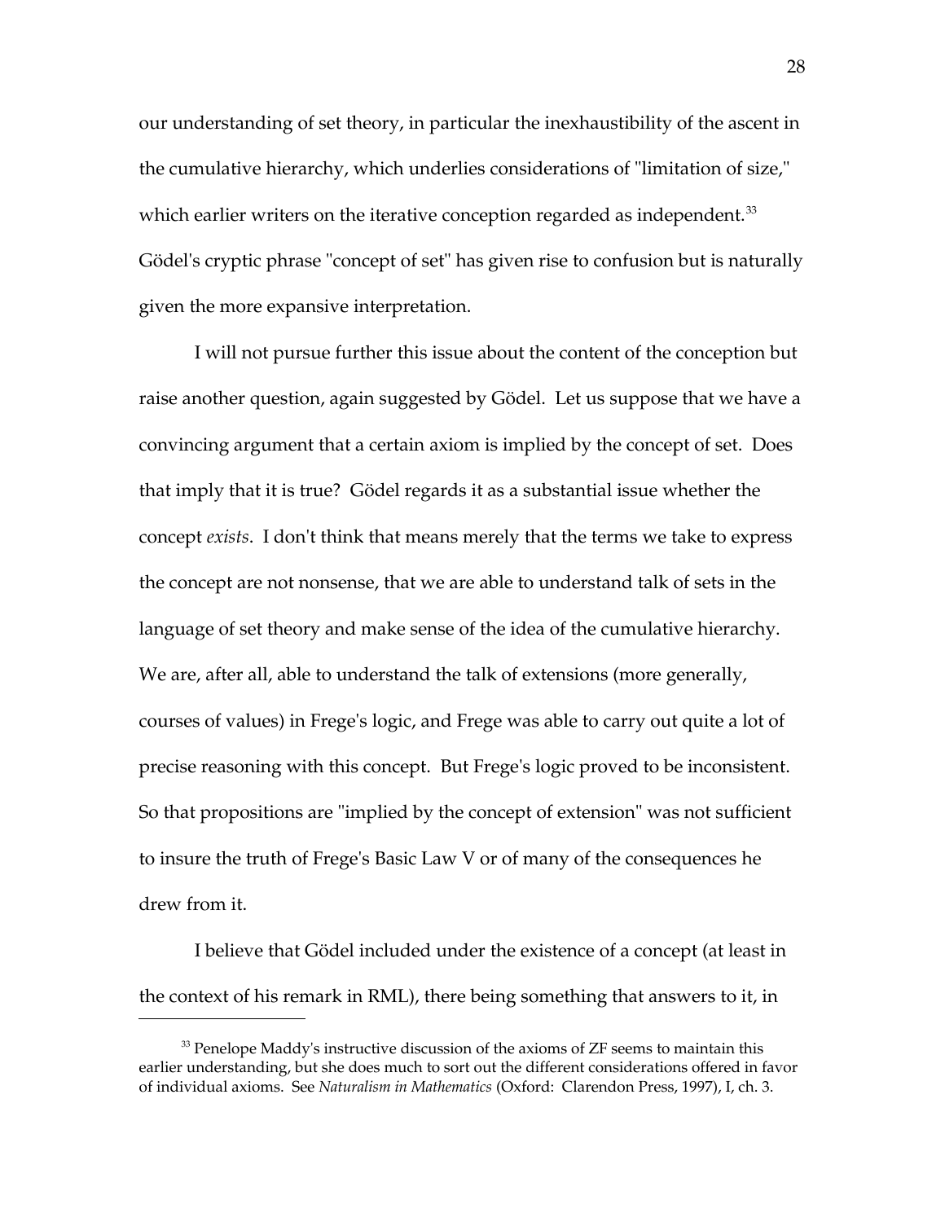our understanding of set theory, in particular the inexhaustibility of the ascent in the cumulative hierarchy, which underlies considerations of "limitation of size," which earlier writers on the iterative conception regarded as independent.[33] Gödel's cryptic phrase "concept of set" has given rise to confusion but is naturally given the more expansive interpretation.

I will not pursue further this issue about the content of the conception but raise another question, again suggested by Gödel. Let us suppose that we have a convincing argument that a certain axiom is implied by the concept of set. Does that imply that it is true? Gödel regards it as a substantial issue whether the concept *exists*. I don't think that means merely that the terms we take to express the concept are not nonsense, that we are able to understand talk of sets in the language of set theory and make sense of the idea of the cumulative hierarchy. We are, after all, able to understand the talk of extensions (more generally, courses of values) in Frege's logic, and Frege was able to carry out quite a lot of precise reasoning with this concept. But Frege's logic proved to be inconsistent. So that propositions are "implied by the concept of extension" was not sufficient to insure the truth of Frege's Basic Law V or of many of the consequences he drew from it.

I believe that Gödel included under the existence of a concept (at least in the context of his remark in RML), there being something that answers to it, in

[33] Penelope Maddy's instructive discussion of the axioms of ZF seems to maintain this earlier understanding, but she does much to sort out the different considerations offered in favor of individual axioms. See *Naturalism in Mathematics* (Oxford: Clarendon Press, 1997), I, ch. 3.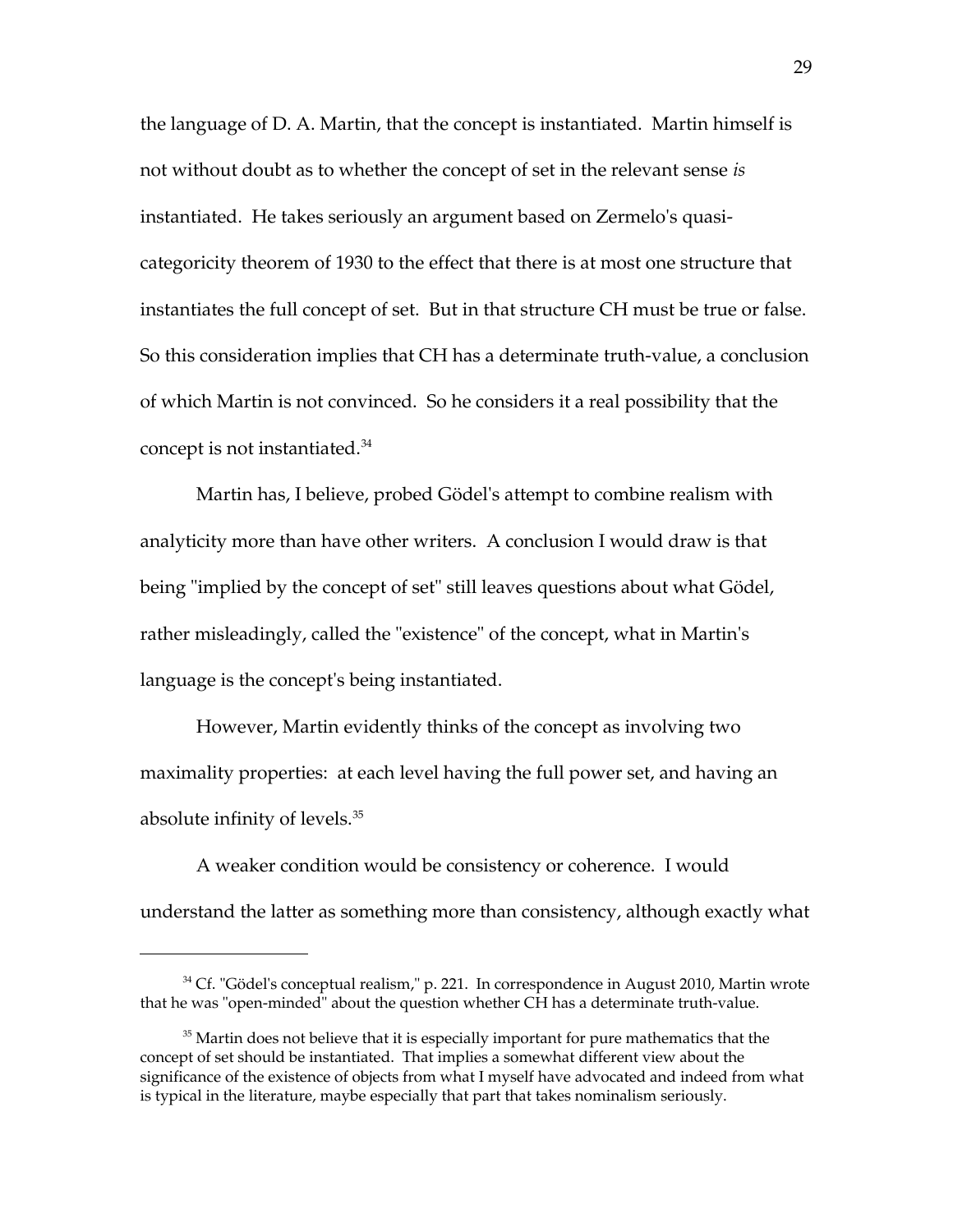the language of D. A. Martin, that the concept is instantiated. Martin himself is not without doubt as to whether the concept of set in the relevant sense *is* instantiated. He takes seriously an argument based on Zermelo's quasi-categoricity theorem of 1930 to the effect that there is at most one structure that instantiates the full concept of set. But in that structure CH must be true or false. So this consideration implies that CH has a determinate truth-value, a conclusion of which Martin is not convinced. So he considers it a real possibility that the concept is not instantiated.[34]

Martin has, I believe, probed Gödel's attempt to combine realism with analyticity more than have other writers. A conclusion I would draw is that being "implied by the concept of set" still leaves questions about what Gödel, rather misleadingly, called the "existence" of the concept, what in Martin's language is the concept's being instantiated.

However, Martin evidently thinks of the concept as involving two maximality properties: at each level having the full power set, and having an absolute infinity of levels.[35]

A weaker condition would be consistency or coherence. I would understand the latter as something more than consistency, although exactly what

---

[34] Cf. "Gödel's conceptual realism," p. 221. In correspondence in August 2010, Martin wrote that he was "open-minded" about the question whether CH has a determinate truth-value.

[35] Martin does not believe that it is especially important for pure mathematics that the concept of set should be instantiated. That implies a somewhat different view about the significance of the existence of objects from what I myself have advocated and indeed from what is typical in the literature, maybe especially that part that takes nominalism seriously.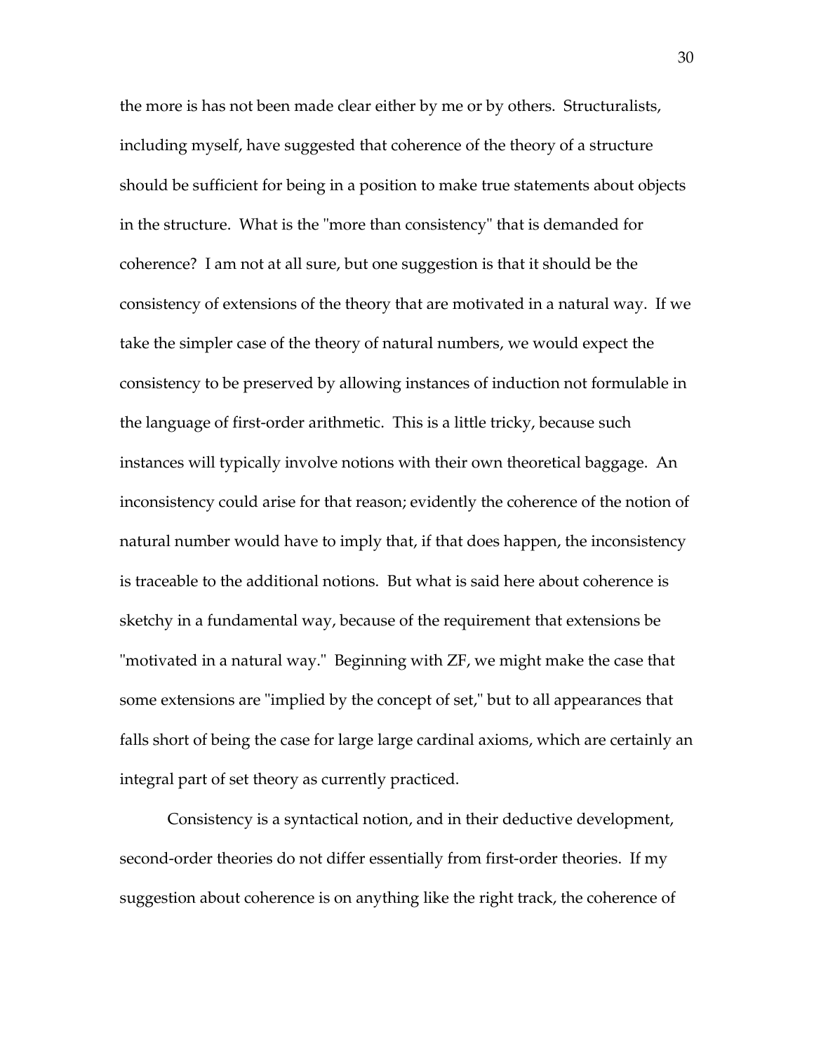the more is has not been made clear either by me or by others. Structuralists, including myself, have suggested that coherence of the theory of a structure should be sufficient for being in a position to make true statements about objects in the structure. What is the "more than consistency" that is demanded for coherence? I am not at all sure, but one suggestion is that it should be the consistency of extensions of the theory that are motivated in a natural way. If we take the simpler case of the theory of natural numbers, we would expect the consistency to be preserved by allowing instances of induction not formulable in the language of first-order arithmetic. This is a little tricky, because such instances will typically involve notions with their own theoretical baggage. An inconsistency could arise for that reason; evidently the coherence of the notion of natural number would have to imply that, if that does happen, the inconsistency is traceable to the additional notions. But what is said here about coherence is sketchy in a fundamental way, because of the requirement that extensions be "motivated in a natural way." Beginning with ZF, we might make the case that some extensions are "implied by the concept of set," but to all appearances that falls short of being the case for large large cardinal axioms, which are certainly an integral part of set theory as currently practiced.

Consistency is a syntactical notion, and in their deductive development, second-order theories do not differ essentially from first-order theories. If my suggestion about coherence is on anything like the right track, the coherence of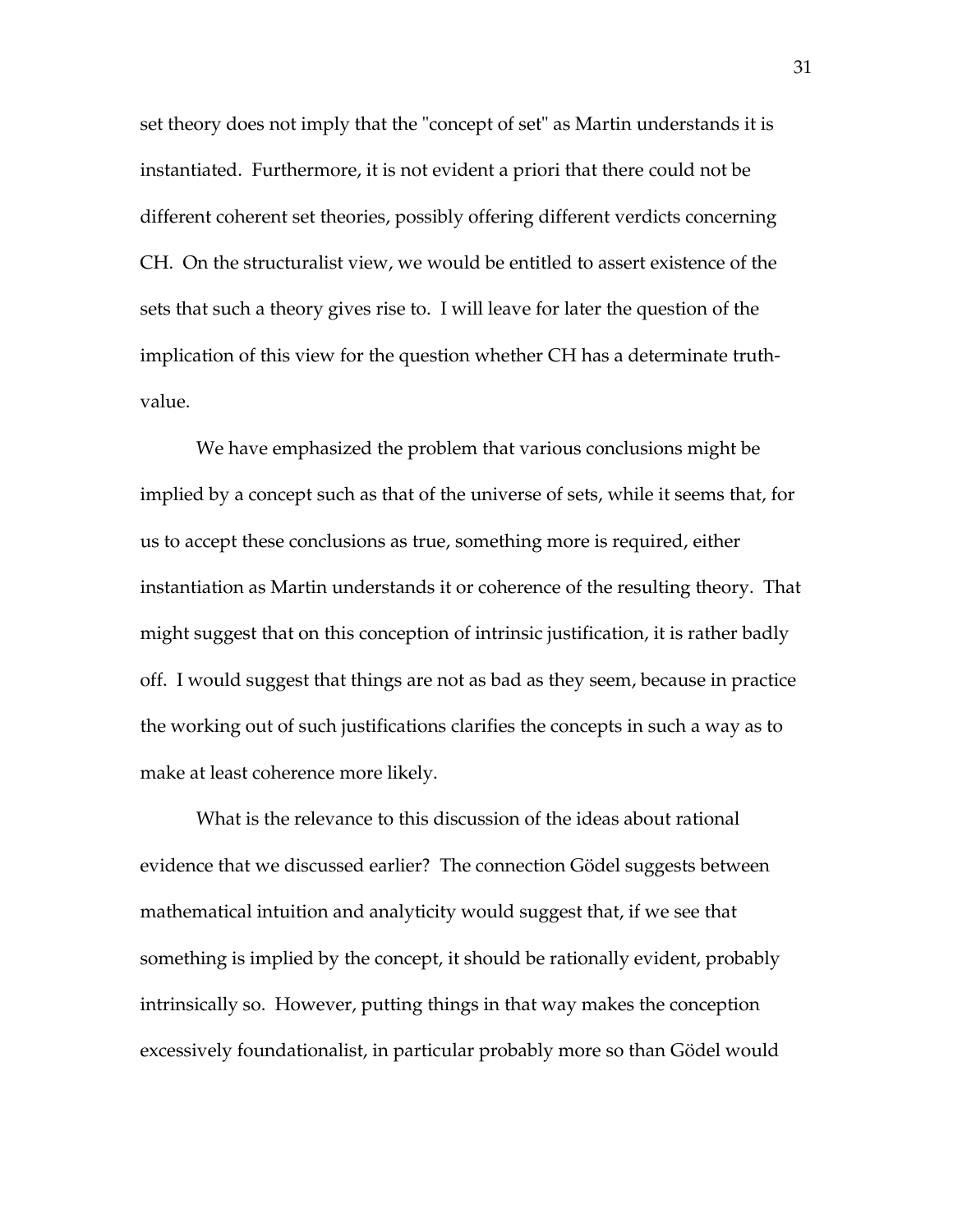set theory does not imply that the "concept of set" as Martin understands it is instantiated. Furthermore, it is not evident a priori that there could not be different coherent set theories, possibly offering different verdicts concerning CH. On the structuralist view, we would be entitled to assert existence of the sets that such a theory gives rise to. I will leave for later the question of the implication of this view for the question whether CH has a determinate truth-value.

We have emphasized the problem that various conclusions might be implied by a concept such as that of the universe of sets, while it seems that, for us to accept these conclusions as true, something more is required, either instantiation as Martin understands it or coherence of the resulting theory. That might suggest that on this conception of intrinsic justification, it is rather badly off. I would suggest that things are not as bad as they seem, because in practice the working out of such justifications clarifies the concepts in such a way as to make at least coherence more likely.

What is the relevance to this discussion of the ideas about rational evidence that we discussed earlier? The connection Gödel suggests between mathematical intuition and analyticity would suggest that, if we see that something is implied by the concept, it should be rationally evident, probably intrinsically so. However, putting things in that way makes the conception excessively foundationalist, in particular probably more so than Gödel would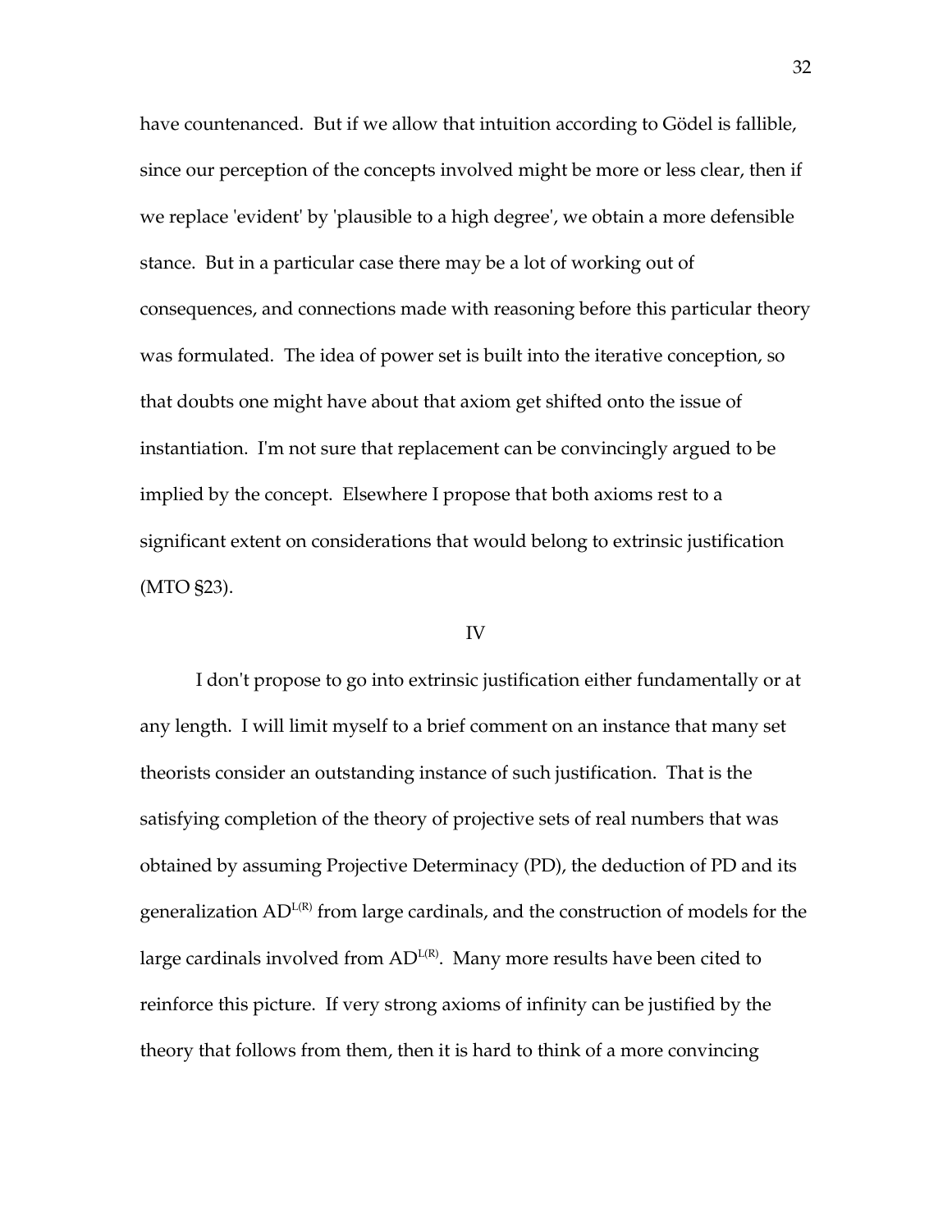have countenanced. But if we allow that intuition according to Gödel is fallible, since our perception of the concepts involved might be more or less clear, then if we replace 'evident' by 'plausible to a high degree', we obtain a more defensible stance. But in a particular case there may be a lot of working out of consequences, and connections made with reasoning before this particular theory was formulated. The idea of power set is built into the iterative conception, so that doubts one might have about that axiom get shifted onto the issue of instantiation. I'm not sure that replacement can be convincingly argued to be implied by the concept. Elsewhere I propose that both axioms rest to a significant extent on considerations that would belong to extrinsic justification (MTO §23).

## IV

I don't propose to go into extrinsic justification either fundamentally or at any length. I will limit myself to a brief comment on an instance that many set theorists consider an outstanding instance of such justification. That is the satisfying completion of the theory of projective sets of real numbers that was obtained by assuming Projective Determinacy (PD), the deduction of PD and its generalization $AD^{L(R)}$ from large cardinals, and the construction of models for the large cardinals involved from $AD^{L(R)}$. Many more results have been cited to reinforce this picture. If very strong axioms of infinity can be justified by the theory that follows from them, then it is hard to think of a more convincing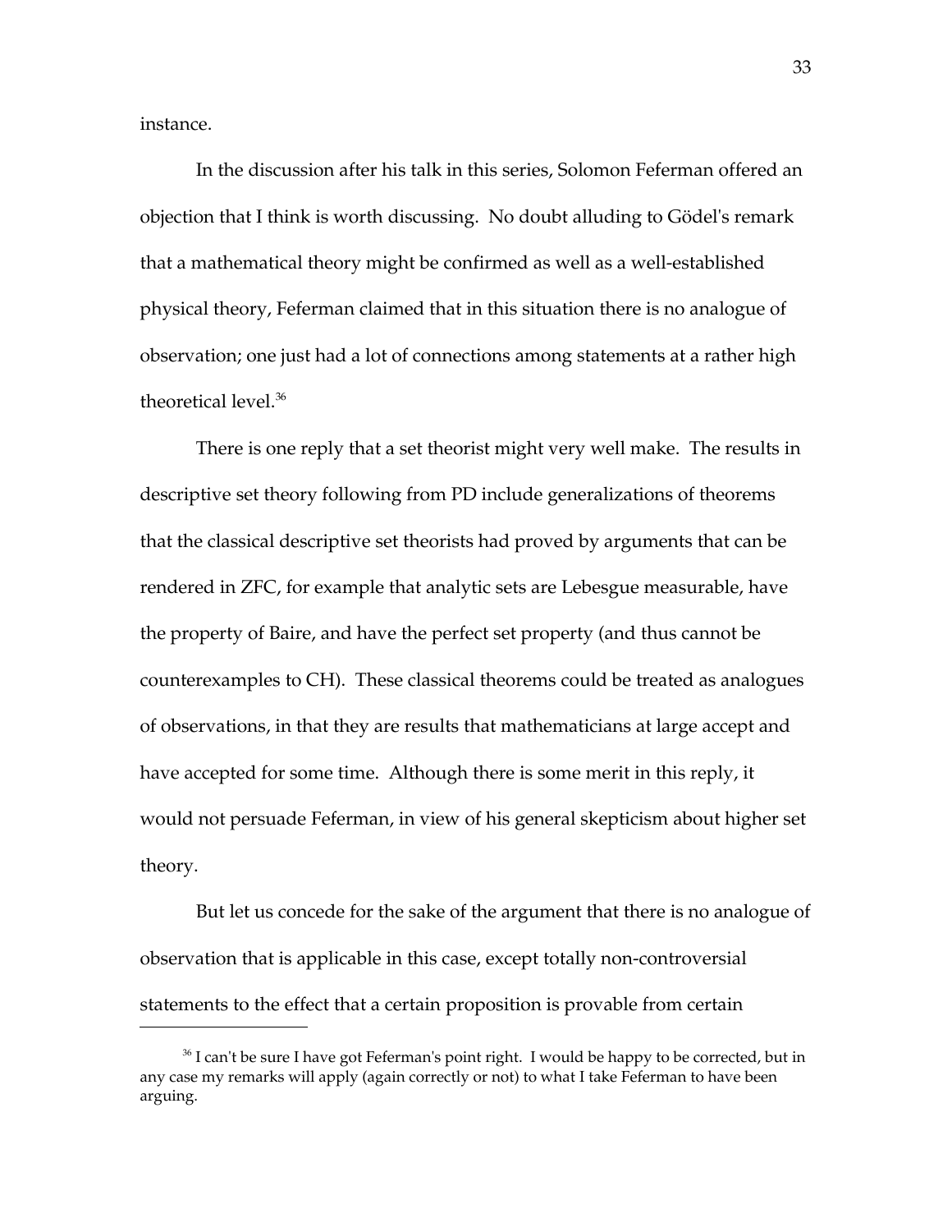instance.

In the discussion after his talk in this series, Solomon Feferman offered an objection that I think is worth discussing. No doubt alluding to Gödel's remark that a mathematical theory might be confirmed as well as a well-established physical theory, Feferman claimed that in this situation there is no analogue of observation; one just had a lot of connections among statements at a rather high theoretical level.[36]

There is one reply that a set theorist might very well make. The results in descriptive set theory following from PD include generalizations of theorems that the classical descriptive set theorists had proved by arguments that can be rendered in ZFC, for example that analytic sets are Lebesgue measurable, have the property of Baire, and have the perfect set property (and thus cannot be counterexamples to CH). These classical theorems could be treated as analogues of observations, in that they are results that mathematicians at large accept and have accepted for some time. Although there is some merit in this reply, it would not persuade Feferman, in view of his general skepticism about higher set theory.

But let us concede for the sake of the argument that there is no analogue of observation that is applicable in this case, except totally non-controversial statements to the effect that a certain proposition is provable from certain

---

[36] I can't be sure I have got Feferman's point right. I would be happy to be corrected, but in any case my remarks will apply (again correctly or not) to what I take Feferman to have been arguing.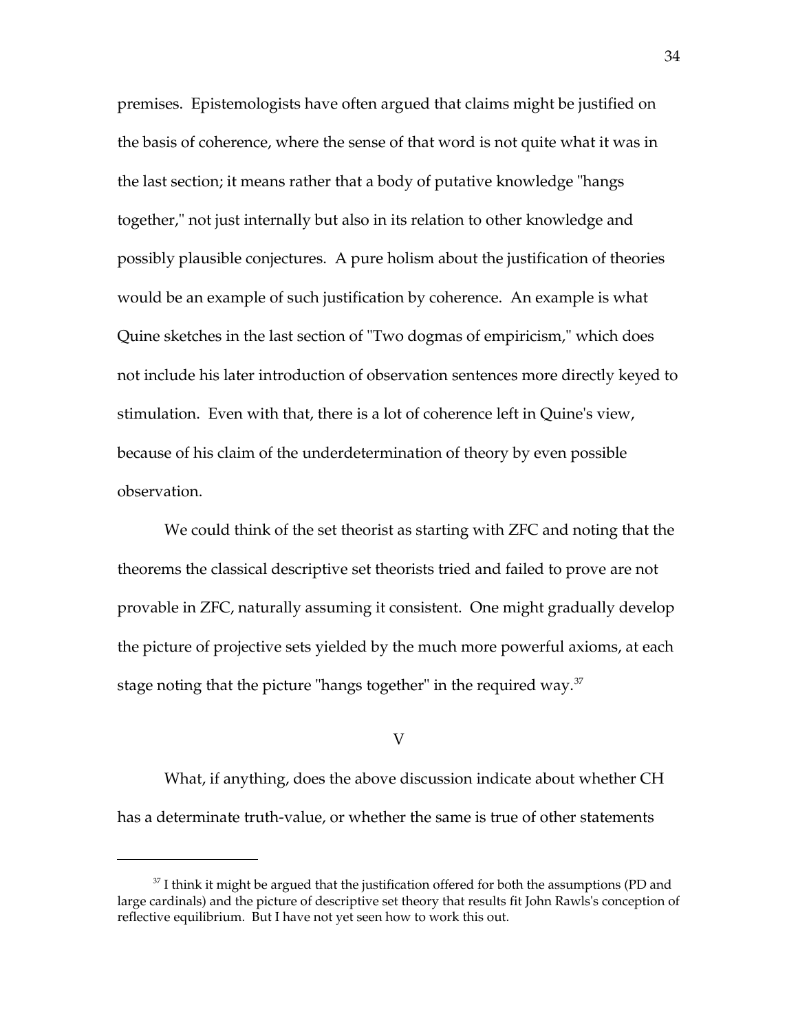premises. Epistemologists have often argued that claims might be justified on the basis of coherence, where the sense of that word is not quite what it was in the last section; it means rather that a body of putative knowledge "hangs together," not just internally but also in its relation to other knowledge and possibly plausible conjectures. A pure holism about the justification of theories would be an example of such justification by coherence. An example is what Quine sketches in the last section of "Two dogmas of empiricism," which does not include his later introduction of observation sentences more directly keyed to stimulation. Even with that, there is a lot of coherence left in Quine's view, because of his claim of the underdetermination of theory by even possible observation.

We could think of the set theorist as starting with ZFC and noting that the theorems the classical descriptive set theorists tried and failed to prove are not provable in ZFC, naturally assuming it consistent. One might gradually develop the picture of projective sets yielded by the much more powerful axioms, at each stage noting that the picture "hangs together" in the required way.[37]

## V

What, if anything, does the above discussion indicate about whether CH has a determinate truth-value, or whether the same is true of other statements

---

[37] I think it might be argued that the justification offered for both the assumptions (PD and large cardinals) and the picture of descriptive set theory that results fit John Rawls's conception of reflective equilibrium. But I have not yet seen how to work this out.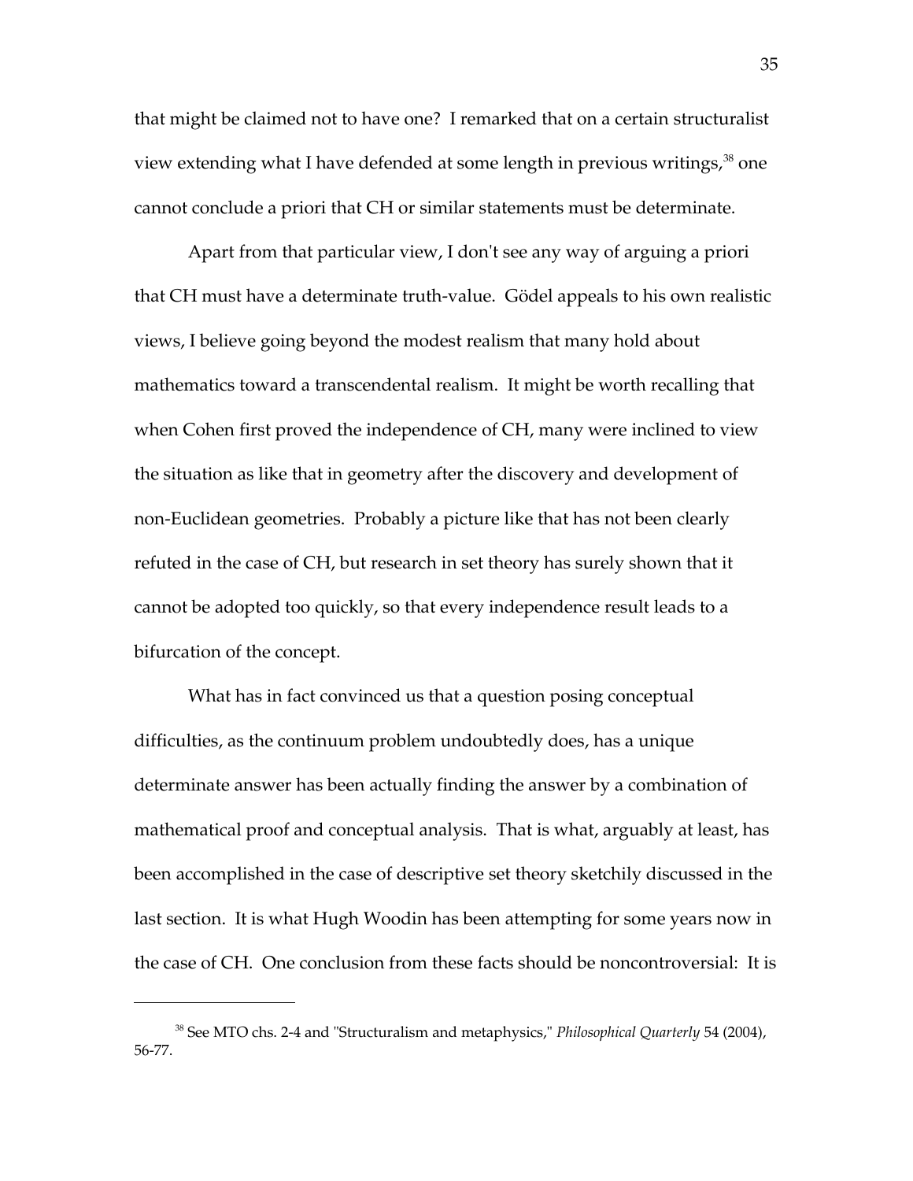that might be claimed not to have one? I remarked that on a certain structuralist view extending what I have defended at some length in previous writings,[38] one cannot conclude a priori that CH or similar statements must be determinate.

Apart from that particular view, I don't see any way of arguing a priori that CH must have a determinate truth-value. Gödel appeals to his own realistic views, I believe going beyond the modest realism that many hold about mathematics toward a transcendental realism. It might be worth recalling that when Cohen first proved the independence of CH, many were inclined to view the situation as like that in geometry after the discovery and development of non-Euclidean geometries. Probably a picture like that has not been clearly refuted in the case of CH, but research in set theory has surely shown that it cannot be adopted too quickly, so that every independence result leads to a bifurcation of the concept.

What has in fact convinced us that a question posing conceptual difficulties, as the continuum problem undoubtedly does, has a unique determinate answer has been actually finding the answer by a combination of mathematical proof and conceptual analysis. That is what, arguably at least, has been accomplished in the case of descriptive set theory sketchily discussed in the last section. It is what Hugh Woodin has been attempting for some years now in the case of CH. One conclusion from these facts should be noncontroversial: It is

---

[38] See MTO chs. 2-4 and "Structuralism and metaphysics," *Philosophical Quarterly* 54 (2004), 56-77.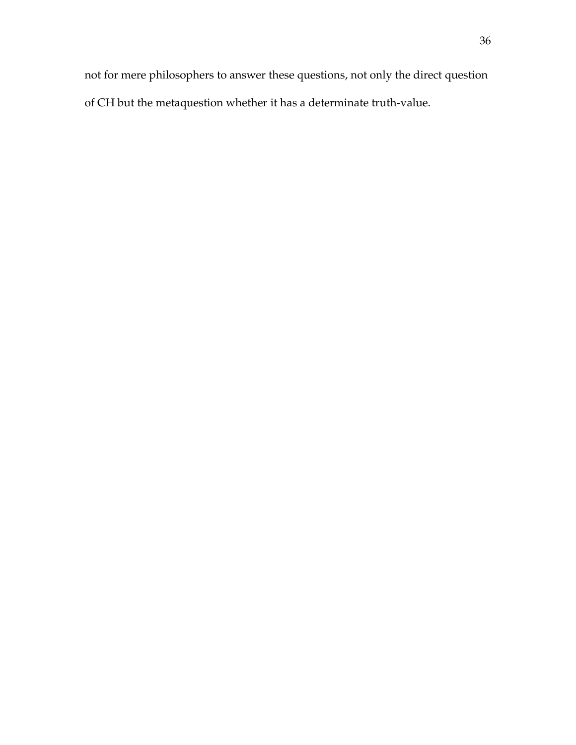not for mere philosophers to answer these questions, not only the direct question of CH but the metaquestion whether it has a determinate truth-value.